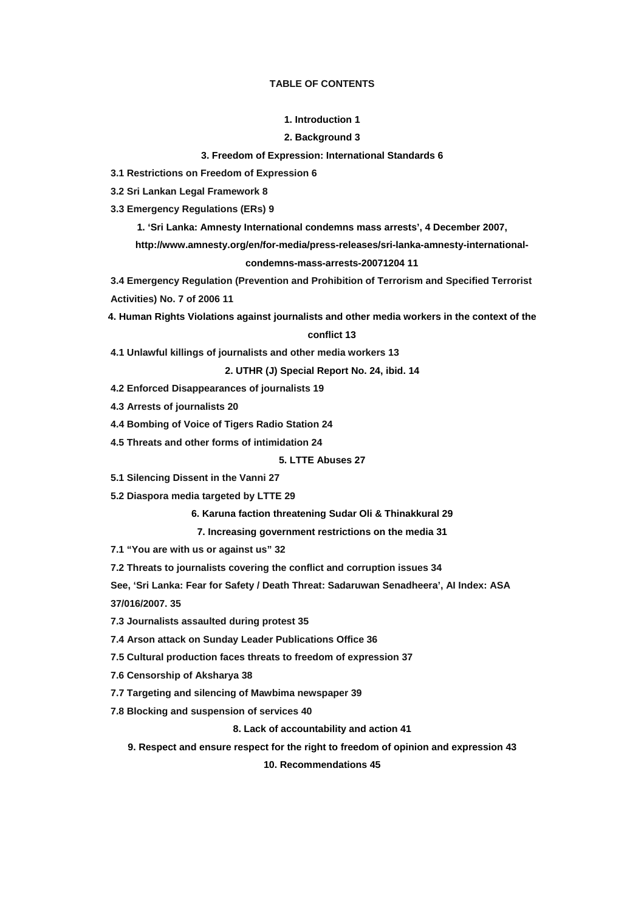**TABLE OF CONTENTS**

**1. Introduction 1**

**2. Background 3**

**3. Freedom of Expression: International Standards 6**

**3.1 Restrictions on Freedom of Expression 6**

**3.2 Sri Lankan Legal Framework 8**

**3.3 Emergency Regulations (ERs) 9**

**1. 'Sri Lanka: Amnesty International condemns mass arrests', 4 December 2007, http://www.amnesty.org/en/for-media/press-releases/sri-lanka-amnesty-international-condemns-mass-arrests-20071204 11**

**3.4 Emergency Regulation (Prevention and Prohibition of Terrorism and Specified Terrorist Activities) No. 7 of 2006 11**

**4. Human Rights Violations against journalists and other media workers in the context of the conflict 13**

**4.1 Unlawful killings of journalists and other media workers 13**

**2. UTHR (J) Special Report No. 24, ibid. 14**

**4.2 Enforced Disappearances of journalists 19**

**4.3 Arrests of journalists 20**

**4.4 Bombing of Voice of Tigers Radio Station 24**

**4.5 Threats and other forms of intimidation 24**

**5. LTTE Abuses 27**

**5.1 Silencing Dissent in the Vanni 27**

**5.2 Diaspora media targeted by LTTE 29**

**6. Karuna faction threatening Sudar Oli & Thinakkural 29**

**7. Increasing government restrictions on the media 31**

**7.1 "You are with us or against us" 32**

**7.2 Threats to journalists covering the conflict and corruption issues 34**

**See, 'Sri Lanka: Fear for Safety / Death Threat: Sadaruwan Senadheera', AI Index: ASA 37/016/2007. 35**

**7.3 Journalists assaulted during protest 35**

**7.4 Arson attack on Sunday Leader Publications Office 36**

**7.5 Cultural production faces threats to freedom of expression 37**

**7.6 Censorship of Aksharya 38**

**7.7 Targeting and silencing of Mawbima newspaper 39**

**7.8 Blocking and suspension of services 40**

**8. Lack of accountability and action 41**

**9. Respect and ensure respect for the right to freedom of opinion and expression 43**

**10. Recommendations 45**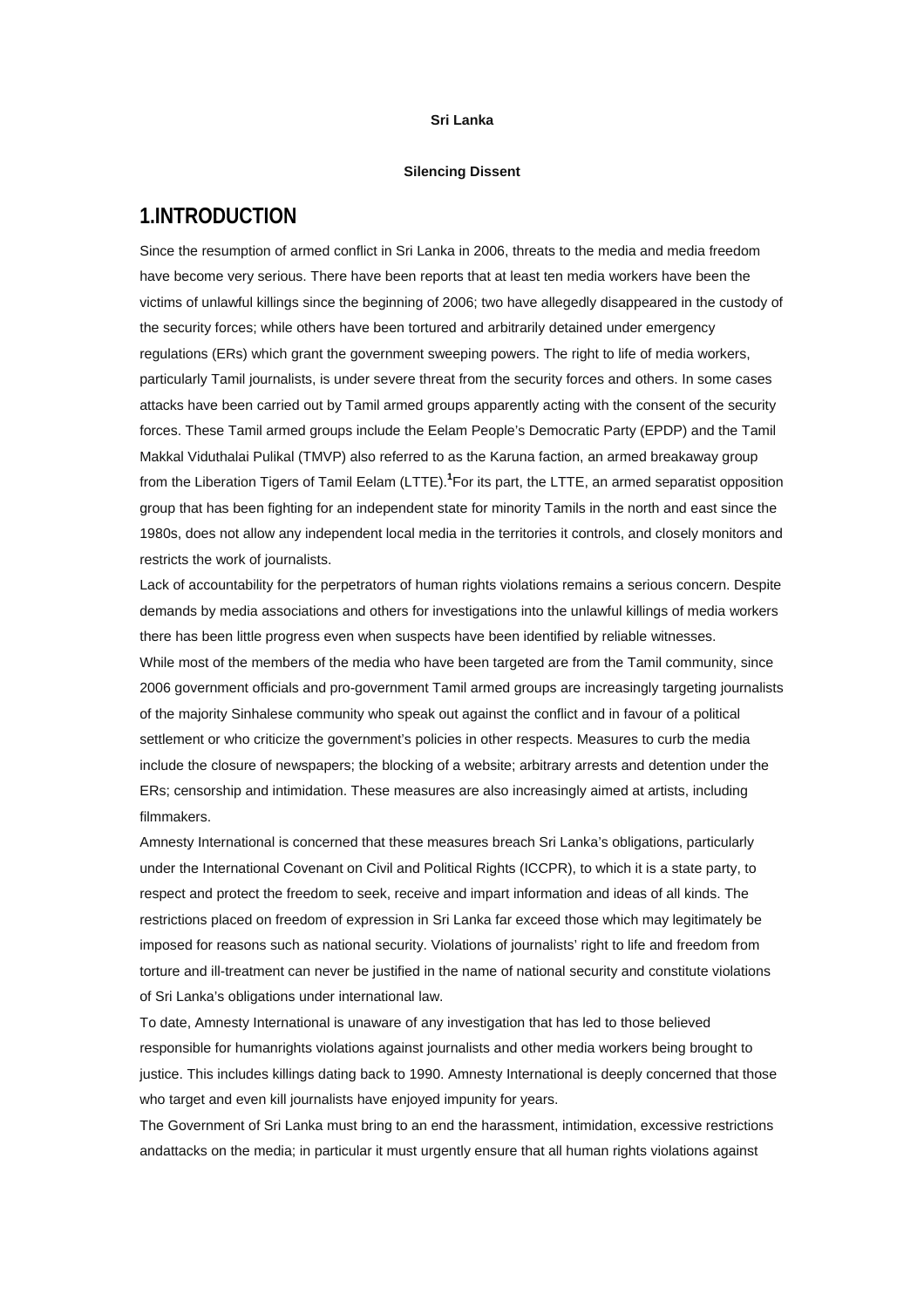**Sri Lanka**

**Silencing Dissent**

# 1.INTRODUCTION

Since the resumption of armed conflict in Sri Lanka in 2006, threats to the media and media freedom have become very serious. There have been reports that at least ten media workers have been the victims of unlawful killings since the beginning of 2006; two have allegedly disappeared in the custody of the security forces; while others have been tortured and arbitrarily detained under emergency regulations (ERs) which grant the government sweeping powers. The right to life of media workers, particularly Tamil journalists, is under severe threat from the security forces and others. In some cases attacks have been carried out by Tamil armed groups apparently acting with the consent of the security forces. These Tamil armed groups include the Eelam People's Democratic Party (EPDP) and the Tamil Makkal Viduthalai Pulikal (TMVP) also referred to as the Karuna faction, an armed breakaway group from the Liberation Tigers of Tamil Eelam (LTTE).[1]For its part, the LTTE, an armed separatist opposition group that has been fighting for an independent state for minority Tamils in the north and east since the 1980s, does not allow any independent local media in the territories it controls, and closely monitors and restricts the work of journalists.

Lack of accountability for the perpetrators of human rights violations remains a serious concern. Despite demands by media associations and others for investigations into the unlawful killings of media workers there has been little progress even when suspects have been identified by reliable witnesses.

While most of the members of the media who have been targeted are from the Tamil community, since 2006 government officials and pro-government Tamil armed groups are increasingly targeting journalists of the majority Sinhalese community who speak out against the conflict and in favour of a political settlement or who criticize the government's policies in other respects. Measures to curb the media include the closure of newspapers; the blocking of a website; arbitrary arrests and detention under the ERs; censorship and intimidation. These measures are also increasingly aimed at artists, including filmmakers.

Amnesty International is concerned that these measures breach Sri Lanka's obligations, particularly under the International Covenant on Civil and Political Rights (ICCPR), to which it is a state party, to respect and protect the freedom to seek, receive and impart information and ideas of all kinds. The restrictions placed on freedom of expression in Sri Lanka far exceed those which may legitimately be imposed for reasons such as national security. Violations of journalists' right to life and freedom from torture and ill-treatment can never be justified in the name of national security and constitute violations of Sri Lanka's obligations under international law.

To date, Amnesty International is unaware of any investigation that has led to those believed responsible for humanrights violations against journalists and other media workers being brought to justice. This includes killings dating back to 1990. Amnesty International is deeply concerned that those who target and even kill journalists have enjoyed impunity for years.

The Government of Sri Lanka must bring to an end the harassment, intimidation, excessive restrictions andattacks on the media; in particular it must urgently ensure that all human rights violations against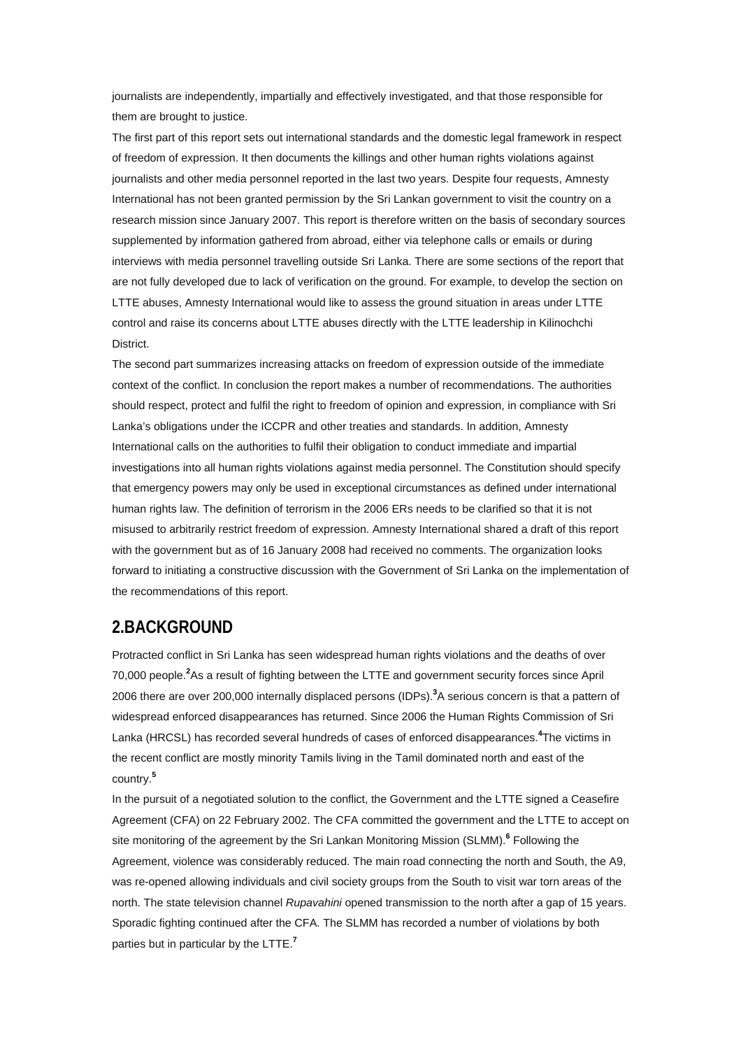journalists are independently, impartially and effectively investigated, and that those responsible for them are brought to justice.

The first part of this report sets out international standards and the domestic legal framework in respect of freedom of expression. It then documents the killings and other human rights violations against journalists and other media personnel reported in the last two years. Despite four requests, Amnesty International has not been granted permission by the Sri Lankan government to visit the country on a research mission since January 2007. This report is therefore written on the basis of secondary sources supplemented by information gathered from abroad, either via telephone calls or emails or during interviews with media personnel travelling outside Sri Lanka. There are some sections of the report that are not fully developed due to lack of verification on the ground. For example, to develop the section on LTTE abuses, Amnesty International would like to assess the ground situation in areas under LTTE control and raise its concerns about LTTE abuses directly with the LTTE leadership in Kilinochchi District.

The second part summarizes increasing attacks on freedom of expression outside of the immediate context of the conflict. In conclusion the report makes a number of recommendations. The authorities should respect, protect and fulfil the right to freedom of opinion and expression, in compliance with Sri Lanka's obligations under the ICCPR and other treaties and standards. In addition, Amnesty International calls on the authorities to fulfil their obligation to conduct immediate and impartial investigations into all human rights violations against media personnel. The Constitution should specify that emergency powers may only be used in exceptional circumstances as defined under international human rights law. The definition of terrorism in the 2006 ERs needs to be clarified so that it is not misused to arbitrarily restrict freedom of expression. Amnesty International shared a draft of this report with the government but as of 16 January 2008 had received no comments. The organization looks forward to initiating a constructive discussion with the Government of Sri Lanka on the implementation of the recommendations of this report.

## 2.BACKGROUND

Protracted conflict in Sri Lanka has seen widespread human rights violations and the deaths of over 70,000 people.[2] As a result of fighting between the LTTE and government security forces since April 2006 there are over 200,000 internally displaced persons (IDPs).[3] A serious concern is that a pattern of widespread enforced disappearances has returned. Since 2006 the Human Rights Commission of Sri Lanka (HRCSL) has recorded several hundreds of cases of enforced disappearances.[4] The victims in the recent conflict are mostly minority Tamils living in the Tamil dominated north and east of the country.[5]

In the pursuit of a negotiated solution to the conflict, the Government and the LTTE signed a Ceasefire Agreement (CFA) on 22 February 2002. The CFA committed the government and the LTTE to accept on site monitoring of the agreement by the Sri Lankan Monitoring Mission (SLMM).[6] Following the Agreement, violence was considerably reduced. The main road connecting the north and South, the A9, was re-opened allowing individuals and civil society groups from the South to visit war torn areas of the north. The state television channel *Rupavahini* opened transmission to the north after a gap of 15 years. Sporadic fighting continued after the CFA. The SLMM has recorded a number of violations by both parties but in particular by the LTTE.[7]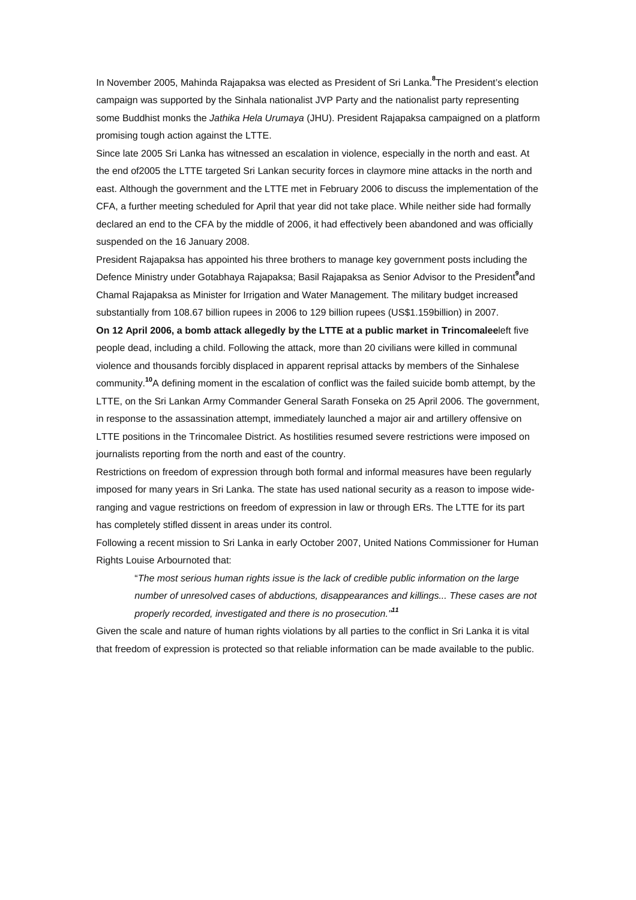In November 2005, Mahinda Rajapaksa was elected as President of Sri Lanka.[8] The President's election campaign was supported by the Sinhala nationalist JVP Party and the nationalist party representing some Buddhist monks the *Jathika Hela Urumaya* (JHU). President Rajapaksa campaigned on a platform promising tough action against the LTTE.

Since late 2005 Sri Lanka has witnessed an escalation in violence, especially in the north and east. At the end of2005 the LTTE targeted Sri Lankan security forces in claymore mine attacks in the north and east. Although the government and the LTTE met in February 2006 to discuss the implementation of the CFA, a further meeting scheduled for April that year did not take place. While neither side had formally declared an end to the CFA by the middle of 2006, it had effectively been abandoned and was officially suspended on the 16 January 2008.

President Rajapaksa has appointed his three brothers to manage key government posts including the Defence Ministry under Gotabhaya Rajapaksa; Basil Rajapaksa as Senior Advisor to the President[9] and Chamal Rajapaksa as Minister for Irrigation and Water Management. The military budget increased substantially from 108.67 billion rupees in 2006 to 129 billion rupees (US$1.159billion) in 2007.

**On 12 April 2006, a bomb attack allegedly by the LTTE at a public market in Trincomalee** left five people dead, including a child. Following the attack, more than 20 civilians were killed in communal violence and thousands forcibly displaced in apparent reprisal attacks by members of the Sinhalese community.[10] A defining moment in the escalation of conflict was the failed suicide bomb attempt, by the LTTE, on the Sri Lankan Army Commander General Sarath Fonseka on 25 April 2006. The government, in response to the assassination attempt, immediately launched a major air and artillery offensive on LTTE positions in the Trincomalee District. As hostilities resumed severe restrictions were imposed on journalists reporting from the north and east of the country.

Restrictions on freedom of expression through both formal and informal measures have been regularly imposed for many years in Sri Lanka. The state has used national security as a reason to impose wide-ranging and vague restrictions on freedom of expression in law or through ERs. The LTTE for its part has completely stifled dissent in areas under its control.

Following a recent mission to Sri Lanka in early October 2007, United Nations Commissioner for Human Rights Louise Arbournoted that:

> "*The most serious human rights issue is the lack of credible public information on the large number of unresolved cases of abductions, disappearances and killings... These cases are not properly recorded, investigated and there is no prosecution.*"[11]

Given the scale and nature of human rights violations by all parties to the conflict in Sri Lanka it is vital that freedom of expression is protected so that reliable information can be made available to the public.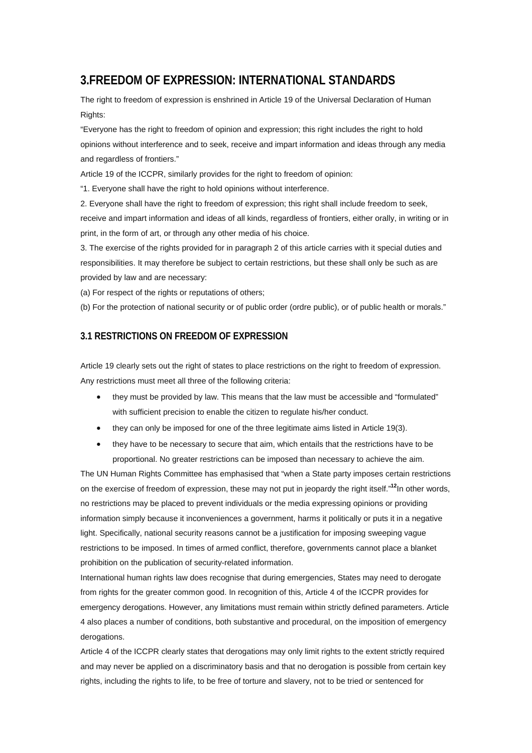## 3.FREEDOM OF EXPRESSION: INTERNATIONAL STANDARDS

The right to freedom of expression is enshrined in Article 19 of the Universal Declaration of Human Rights:

"Everyone has the right to freedom of opinion and expression; this right includes the right to hold opinions without interference and to seek, receive and impart information and ideas through any media and regardless of frontiers."

Article 19 of the ICCPR, similarly provides for the right to freedom of opinion:

"1. Everyone shall have the right to hold opinions without interference.

2. Everyone shall have the right to freedom of expression; this right shall include freedom to seek, receive and impart information and ideas of all kinds, regardless of frontiers, either orally, in writing or in print, in the form of art, or through any other media of his choice.

3. The exercise of the rights provided for in paragraph 2 of this article carries with it special duties and responsibilities. It may therefore be subject to certain restrictions, but these shall only be such as are provided by law and are necessary:

(a) For respect of the rights or reputations of others;

(b) For the protection of national security or of public order (ordre public), or of public health or morals."

### 3.1 RESTRICTIONS ON FREEDOM OF EXPRESSION

Article 19 clearly sets out the right of states to place restrictions on the right to freedom of expression. Any restrictions must meet all three of the following criteria:

- they must be provided by law. This means that the law must be accessible and "formulated" with sufficient precision to enable the citizen to regulate his/her conduct.
- they can only be imposed for one of the three legitimate aims listed in Article 19(3).
- they have to be necessary to secure that aim, which entails that the restrictions have to be proportional. No greater restrictions can be imposed than necessary to achieve the aim.

The UN Human Rights Committee has emphasised that "when a State party imposes certain restrictions on the exercise of freedom of expression, these may not put in jeopardy the right itself."[12] In other words, no restrictions may be placed to prevent individuals or the media expressing opinions or providing information simply because it inconveniences a government, harms it politically or puts it in a negative light. Specifically, national security reasons cannot be a justification for imposing sweeping vague restrictions to be imposed. In times of armed conflict, therefore, governments cannot place a blanket prohibition on the publication of security-related information.

International human rights law does recognise that during emergencies, States may need to derogate from rights for the greater common good. In recognition of this, Article 4 of the ICCPR provides for emergency derogations. However, any limitations must remain within strictly defined parameters. Article 4 also places a number of conditions, both substantive and procedural, on the imposition of emergency derogations.

Article 4 of the ICCPR clearly states that derogations may only limit rights to the extent strictly required and may never be applied on a discriminatory basis and that no derogation is possible from certain key rights, including the rights to life, to be free of torture and slavery, not to be tried or sentenced for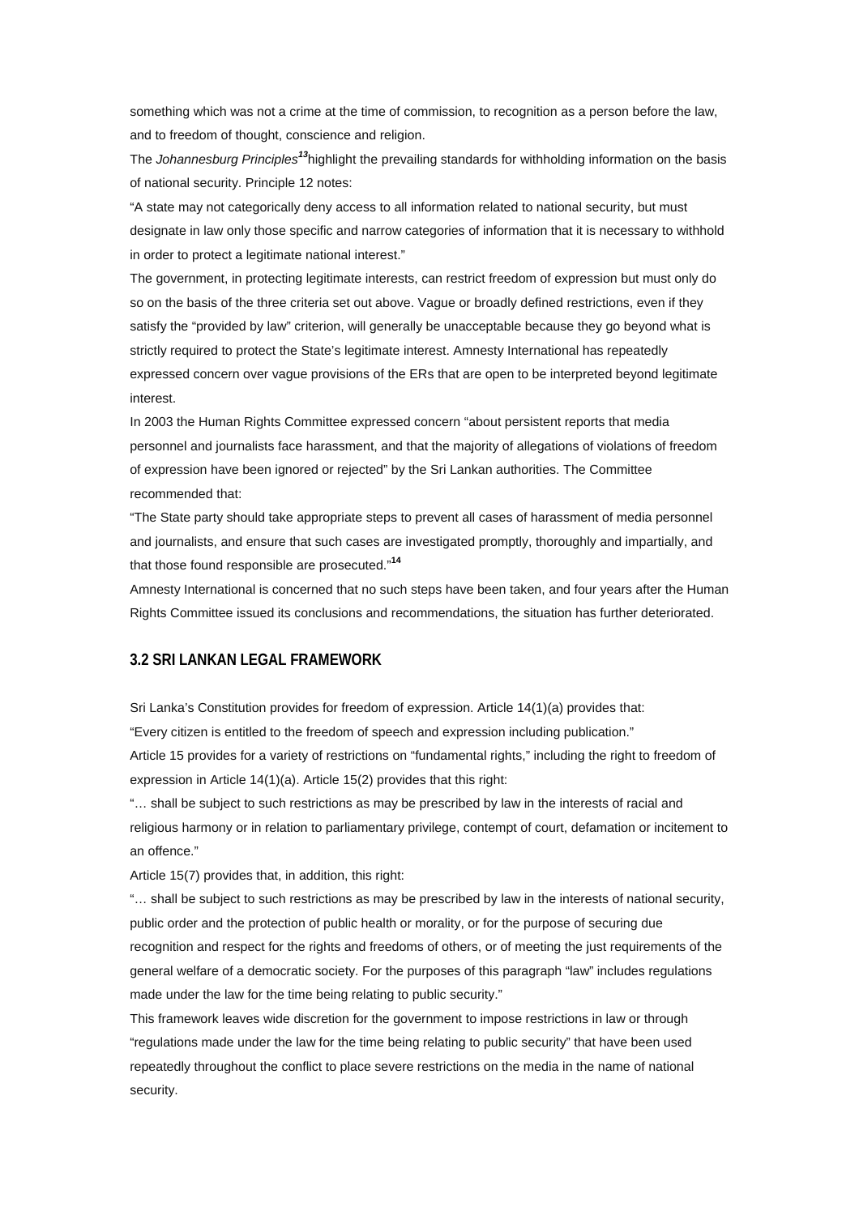something which was not a crime at the time of commission, to recognition as a person before the law, and to freedom of thought, conscience and religion.

The *Johannesburg Principles*[13] highlight the prevailing standards for withholding information on the basis of national security. Principle 12 notes:

"A state may not categorically deny access to all information related to national security, but must designate in law only those specific and narrow categories of information that it is necessary to withhold in order to protect a legitimate national interest."

The government, in protecting legitimate interests, can restrict freedom of expression but must only do so on the basis of the three criteria set out above. Vague or broadly defined restrictions, even if they satisfy the "provided by law" criterion, will generally be unacceptable because they go beyond what is strictly required to protect the State's legitimate interest. Amnesty International has repeatedly expressed concern over vague provisions of the ERs that are open to be interpreted beyond legitimate interest.

In 2003 the Human Rights Committee expressed concern "about persistent reports that media personnel and journalists face harassment, and that the majority of allegations of violations of freedom of expression have been ignored or rejected" by the Sri Lankan authorities. The Committee recommended that:

"The State party should take appropriate steps to prevent all cases of harassment of media personnel and journalists, and ensure that such cases are investigated promptly, thoroughly and impartially, and that those found responsible are prosecuted."[14]

Amnesty International is concerned that no such steps have been taken, and four years after the Human Rights Committee issued its conclusions and recommendations, the situation has further deteriorated.

## 3.2 SRI LANKAN LEGAL FRAMEWORK

Sri Lanka's Constitution provides for freedom of expression. Article 14(1)(a) provides that:

"Every citizen is entitled to the freedom of speech and expression including publication."

Article 15 provides for a variety of restrictions on "fundamental rights," including the right to freedom of expression in Article 14(1)(a). Article 15(2) provides that this right:

"… shall be subject to such restrictions as may be prescribed by law in the interests of racial and religious harmony or in relation to parliamentary privilege, contempt of court, defamation or incitement to an offence."

Article 15(7) provides that, in addition, this right:

"… shall be subject to such restrictions as may be prescribed by law in the interests of national security, public order and the protection of public health or morality, or for the purpose of securing due recognition and respect for the rights and freedoms of others, or of meeting the just requirements of the general welfare of a democratic society. For the purposes of this paragraph "law" includes regulations made under the law for the time being relating to public security."

This framework leaves wide discretion for the government to impose restrictions in law or through "regulations made under the law for the time being relating to public security" that have been used repeatedly throughout the conflict to place severe restrictions on the media in the name of national security.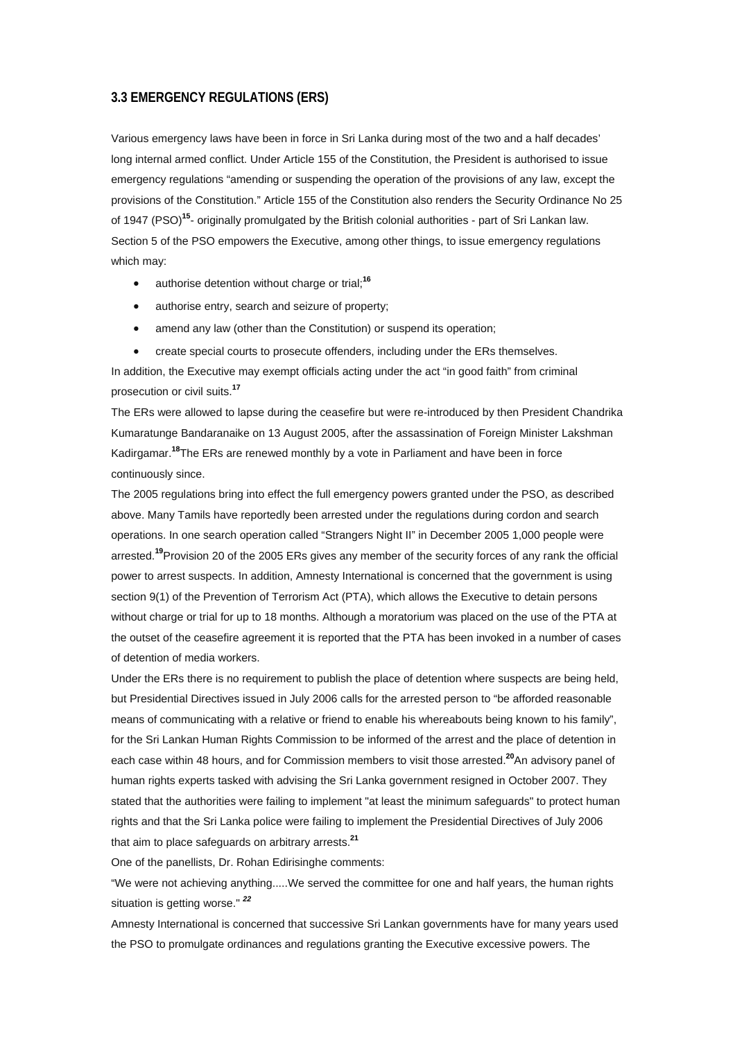### 3.3 EMERGENCY REGULATIONS (ERS)

Various emergency laws have been in force in Sri Lanka during most of the two and a half decades' long internal armed conflict. Under Article 155 of the Constitution, the President is authorised to issue emergency regulations "amending or suspending the operation of the provisions of any law, except the provisions of the Constitution." Article 155 of the Constitution also renders the Security Ordinance No 25 of 1947 (PSO)[15]- originally promulgated by the British colonial authorities - part of Sri Lankan law. Section 5 of the PSO empowers the Executive, among other things, to issue emergency regulations which may:

- authorise detention without charge or trial;[16]
- authorise entry, search and seizure of property;
- amend any law (other than the Constitution) or suspend its operation;
- create special courts to prosecute offenders, including under the ERs themselves.

In addition, the Executive may exempt officials acting under the act "in good faith" from criminal prosecution or civil suits.[17]

The ERs were allowed to lapse during the ceasefire but were re-introduced by then President Chandrika Kumaratunge Bandaranaike on 13 August 2005, after the assassination of Foreign Minister Lakshman Kadirgamar.[18] The ERs are renewed monthly by a vote in Parliament and have been in force continuously since.

The 2005 regulations bring into effect the full emergency powers granted under the PSO, as described above. Many Tamils have reportedly been arrested under the regulations during cordon and search operations. In one search operation called "Strangers Night II" in December 2005 1,000 people were arrested.[19] Provision 20 of the 2005 ERs gives any member of the security forces of any rank the official power to arrest suspects. In addition, Amnesty International is concerned that the government is using section 9(1) of the Prevention of Terrorism Act (PTA), which allows the Executive to detain persons without charge or trial for up to 18 months. Although a moratorium was placed on the use of the PTA at the outset of the ceasefire agreement it is reported that the PTA has been invoked in a number of cases of detention of media workers.

Under the ERs there is no requirement to publish the place of detention where suspects are being held, but Presidential Directives issued in July 2006 calls for the arrested person to "be afforded reasonable means of communicating with a relative or friend to enable his whereabouts being known to his family", for the Sri Lankan Human Rights Commission to be informed of the arrest and the place of detention in each case within 48 hours, and for Commission members to visit those arrested.[20] An advisory panel of human rights experts tasked with advising the Sri Lanka government resigned in October 2007. They stated that the authorities were failing to implement "at least the minimum safeguards" to protect human rights and that the Sri Lanka police were failing to implement the Presidential Directives of July 2006 that aim to place safeguards on arbitrary arrests.[21]

One of the panellists, Dr. Rohan Edirisinghe comments:

"We were not achieving anything.....We served the committee for one and half years, the human rights situation is getting worse." [22]

Amnesty International is concerned that successive Sri Lankan governments have for many years used the PSO to promulgate ordinances and regulations granting the Executive excessive powers. The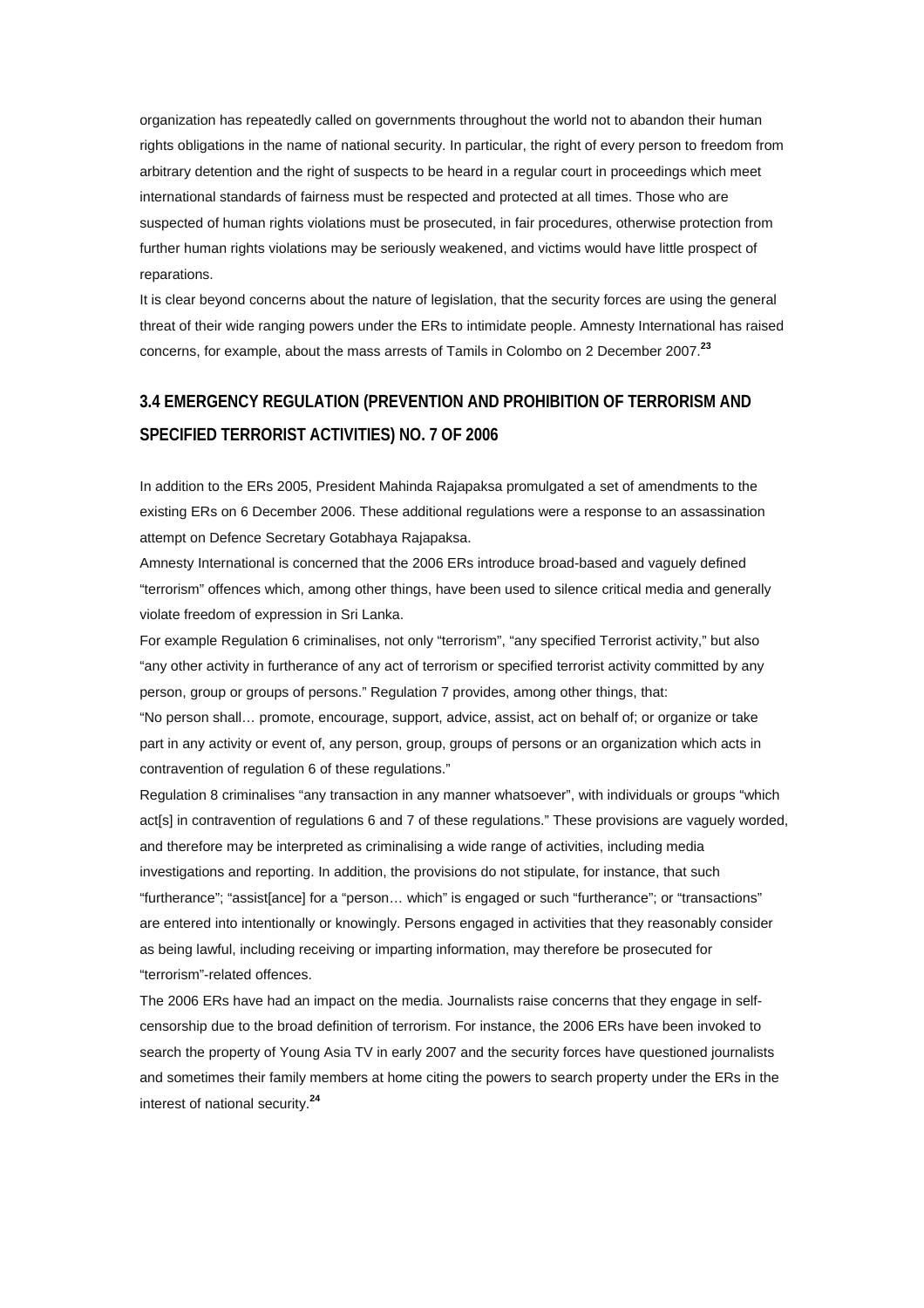organization has repeatedly called on governments throughout the world not to abandon their human rights obligations in the name of national security. In particular, the right of every person to freedom from arbitrary detention and the right of suspects to be heard in a regular court in proceedings which meet international standards of fairness must be respected and protected at all times. Those who are suspected of human rights violations must be prosecuted, in fair procedures, otherwise protection from further human rights violations may be seriously weakened, and victims would have little prospect of reparations.

It is clear beyond concerns about the nature of legislation, that the security forces are using the general threat of their wide ranging powers under the ERs to intimidate people. Amnesty International has raised concerns, for example, about the mass arrests of Tamils in Colombo on 2 December 2007.[23]

## 3.4 EMERGENCY REGULATION (PREVENTION AND PROHIBITION OF TERRORISM AND SPECIFIED TERRORIST ACTIVITIES) NO. 7 OF 2006

In addition to the ERs 2005, President Mahinda Rajapaksa promulgated a set of amendments to the existing ERs on 6 December 2006. These additional regulations were a response to an assassination attempt on Defence Secretary Gotabhaya Rajapaksa.

Amnesty International is concerned that the 2006 ERs introduce broad-based and vaguely defined "terrorism" offences which, among other things, have been used to silence critical media and generally violate freedom of expression in Sri Lanka.

For example Regulation 6 criminalises, not only "terrorism", "any specified Terrorist activity," but also "any other activity in furtherance of any act of terrorism or specified terrorist activity committed by any person, group or groups of persons." Regulation 7 provides, among other things, that:

"No person shall… promote, encourage, support, advice, assist, act on behalf of; or organize or take part in any activity or event of, any person, group, groups of persons or an organization which acts in contravention of regulation 6 of these regulations."

Regulation 8 criminalises "any transaction in any manner whatsoever", with individuals or groups "which act[s] in contravention of regulations 6 and 7 of these regulations." These provisions are vaguely worded, and therefore may be interpreted as criminalising a wide range of activities, including media investigations and reporting. In addition, the provisions do not stipulate, for instance, that such "furtherance"; "assist[ance] for a "person… which" is engaged or such "furtherance"; or "transactions" are entered into intentionally or knowingly. Persons engaged in activities that they reasonably consider as being lawful, including receiving or imparting information, may therefore be prosecuted for "terrorism"-related offences.

The 2006 ERs have had an impact on the media. Journalists raise concerns that they engage in self-censorship due to the broad definition of terrorism. For instance, the 2006 ERs have been invoked to search the property of Young Asia TV in early 2007 and the security forces have questioned journalists and sometimes their family members at home citing the powers to search property under the ERs in the interest of national security.[24]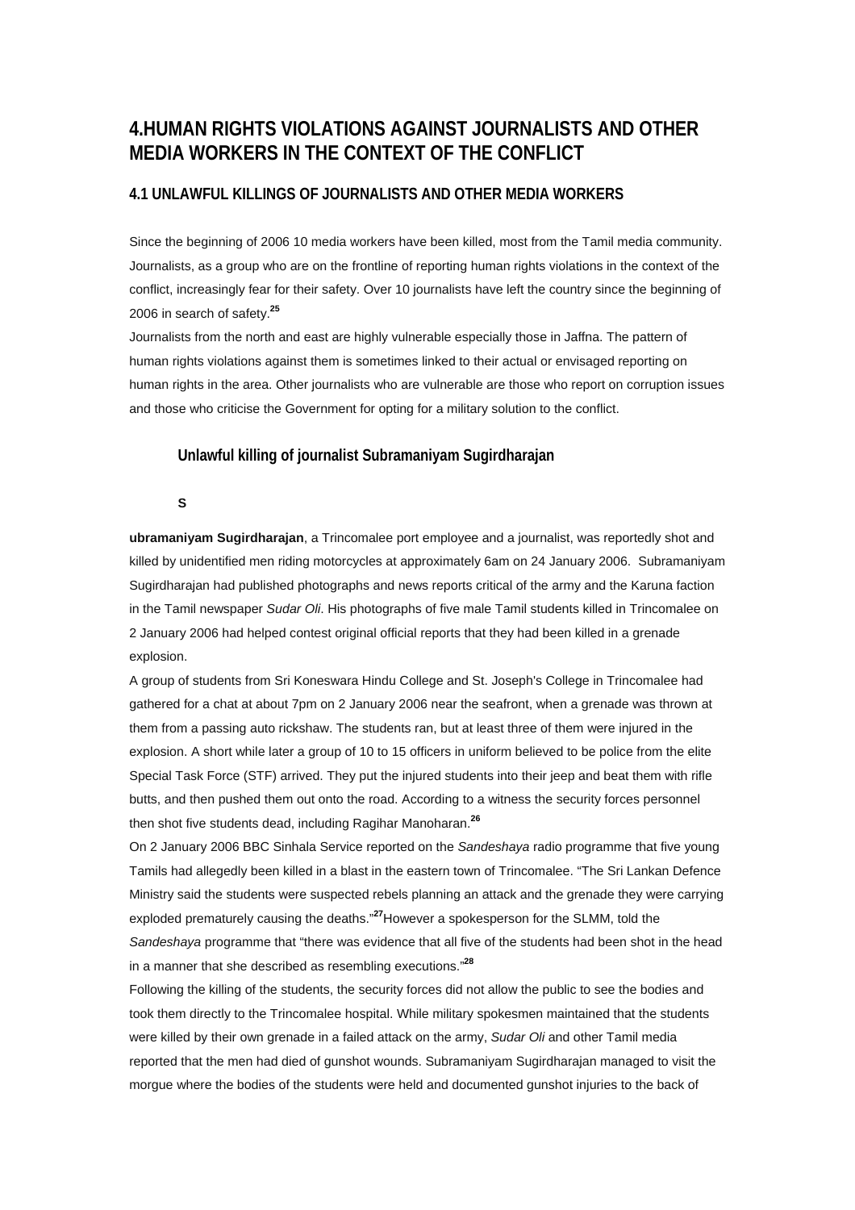# 4.HUMAN RIGHTS VIOLATIONS AGAINST JOURNALISTS AND OTHER MEDIA WORKERS IN THE CONTEXT OF THE CONFLICT

## 4.1 UNLAWFUL KILLINGS OF JOURNALISTS AND OTHER MEDIA WORKERS

Since the beginning of 2006 10 media workers have been killed, most from the Tamil media community. Journalists, as a group who are on the frontline of reporting human rights violations in the context of the conflict, increasingly fear for their safety. Over 10 journalists have left the country since the beginning of 2006 in search of safety.[25]

Journalists from the north and east are highly vulnerable especially those in Jaffna. The pattern of human rights violations against them is sometimes linked to their actual or envisaged reporting on human rights in the area. Other journalists who are vulnerable are those who report on corruption issues and those who criticise the Government for opting for a military solution to the conflict.

### Unlawful killing of journalist Subramaniyam Sugirdharajan

**Subramaniyam Sugirdharajan**, a Trincomalee port employee and a journalist, was reportedly shot and killed by unidentified men riding motorcycles at approximately 6am on 24 January 2006. Subramaniyam Sugirdharajan had published photographs and news reports critical of the army and the Karuna faction in the Tamil newspaper *Sudar Oli*. His photographs of five male Tamil students killed in Trincomalee on 2 January 2006 had helped contest original official reports that they had been killed in a grenade explosion.

A group of students from Sri Koneswara Hindu College and St. Joseph's College in Trincomalee had gathered for a chat at about 7pm on 2 January 2006 near the seafront, when a grenade was thrown at them from a passing auto rickshaw. The students ran, but at least three of them were injured in the explosion. A short while later a group of 10 to 15 officers in uniform believed to be police from the elite Special Task Force (STF) arrived. They put the injured students into their jeep and beat them with rifle butts, and then pushed them out onto the road. According to a witness the security forces personnel then shot five students dead, including Ragihar Manoharan.[26]

On 2 January 2006 BBC Sinhala Service reported on the *Sandeshaya* radio programme that five young Tamils had allegedly been killed in a blast in the eastern town of Trincomalee. "The Sri Lankan Defence Ministry said the students were suspected rebels planning an attack and the grenade they were carrying exploded prematurely causing the deaths."[27] However a spokesperson for the SLMM, told the *Sandeshaya* programme that "there was evidence that all five of the students had been shot in the head in a manner that she described as resembling executions."[28]

Following the killing of the students, the security forces did not allow the public to see the bodies and took them directly to the Trincomalee hospital. While military spokesmen maintained that the students were killed by their own grenade in a failed attack on the army, *Sudar Oli* and other Tamil media reported that the men had died of gunshot wounds. Subramaniyam Sugirdharajan managed to visit the morgue where the bodies of the students were held and documented gunshot injuries to the back of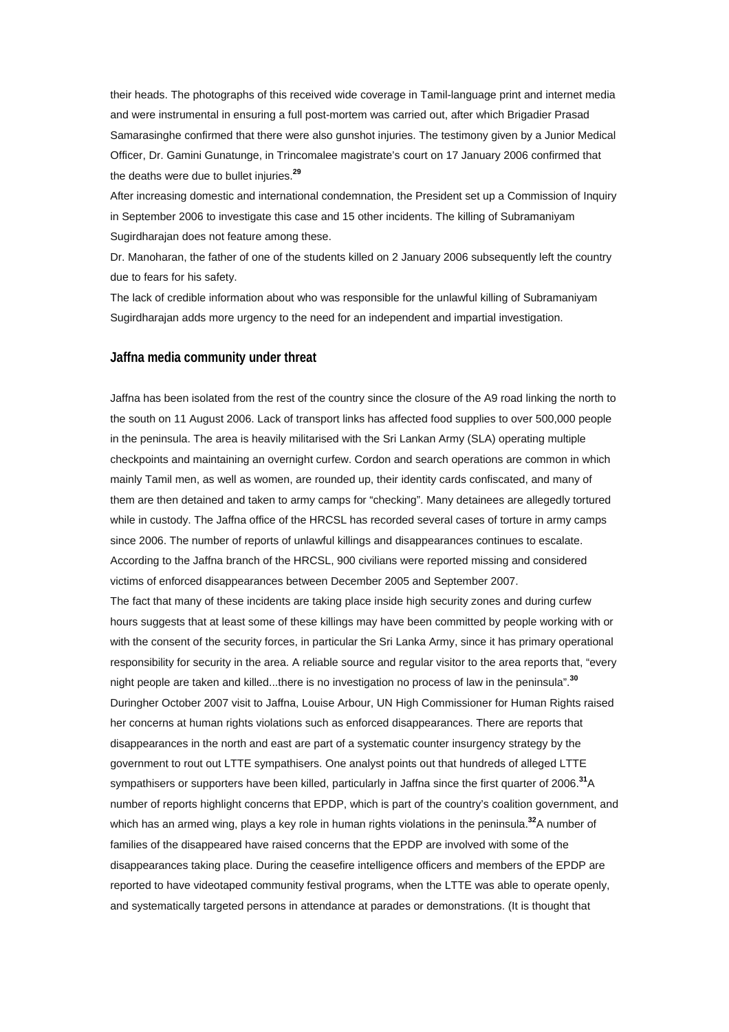their heads. The photographs of this received wide coverage in Tamil-language print and internet media and were instrumental in ensuring a full post-mortem was carried out, after which Brigadier Prasad Samarasinghe confirmed that there were also gunshot injuries. The testimony given by a Junior Medical Officer, Dr. Gamini Gunatunge, in Trincomalee magistrate's court on 17 January 2006 confirmed that the deaths were due to bullet injuries.[29]

After increasing domestic and international condemnation, the President set up a Commission of Inquiry in September 2006 to investigate this case and 15 other incidents. The killing of Subramaniyam Sugirdharajan does not feature among these.

Dr. Manoharan, the father of one of the students killed on 2 January 2006 subsequently left the country due to fears for his safety.

The lack of credible information about who was responsible for the unlawful killing of Subramaniyam Sugirdharajan adds more urgency to the need for an independent and impartial investigation.

## Jaffna media community under threat

Jaffna has been isolated from the rest of the country since the closure of the A9 road linking the north to the south on 11 August 2006. Lack of transport links has affected food supplies to over 500,000 people in the peninsula. The area is heavily militarised with the Sri Lankan Army (SLA) operating multiple checkpoints and maintaining an overnight curfew. Cordon and search operations are common in which mainly Tamil men, as well as women, are rounded up, their identity cards confiscated, and many of them are then detained and taken to army camps for "checking". Many detainees are allegedly tortured while in custody. The Jaffna office of the HRCSL has recorded several cases of torture in army camps since 2006. The number of reports of unlawful killings and disappearances continues to escalate. According to the Jaffna branch of the HRCSL, 900 civilians were reported missing and considered victims of enforced disappearances between December 2005 and September 2007.

The fact that many of these incidents are taking place inside high security zones and during curfew hours suggests that at least some of these killings may have been committed by people working with or with the consent of the security forces, in particular the Sri Lanka Army, since it has primary operational responsibility for security in the area. A reliable source and regular visitor to the area reports that, "every night people are taken and killed...there is no investigation no process of law in the peninsula".[30]

Duringher October 2007 visit to Jaffna, Louise Arbour, UN High Commissioner for Human Rights raised her concerns at human rights violations such as enforced disappearances. There are reports that disappearances in the north and east are part of a systematic counter insurgency strategy by the government to rout out LTTE sympathisers. One analyst points out that hundreds of alleged LTTE sympathisers or supporters have been killed, particularly in Jaffna since the first quarter of 2006.[31]A number of reports highlight concerns that EPDP, which is part of the country's coalition government, and which has an armed wing, plays a key role in human rights violations in the peninsula.[32]A number of families of the disappeared have raised concerns that the EPDP are involved with some of the disappearances taking place. During the ceasefire intelligence officers and members of the EPDP are reported to have videotaped community festival programs, when the LTTE was able to operate openly, and systematically targeted persons in attendance at parades or demonstrations. (It is thought that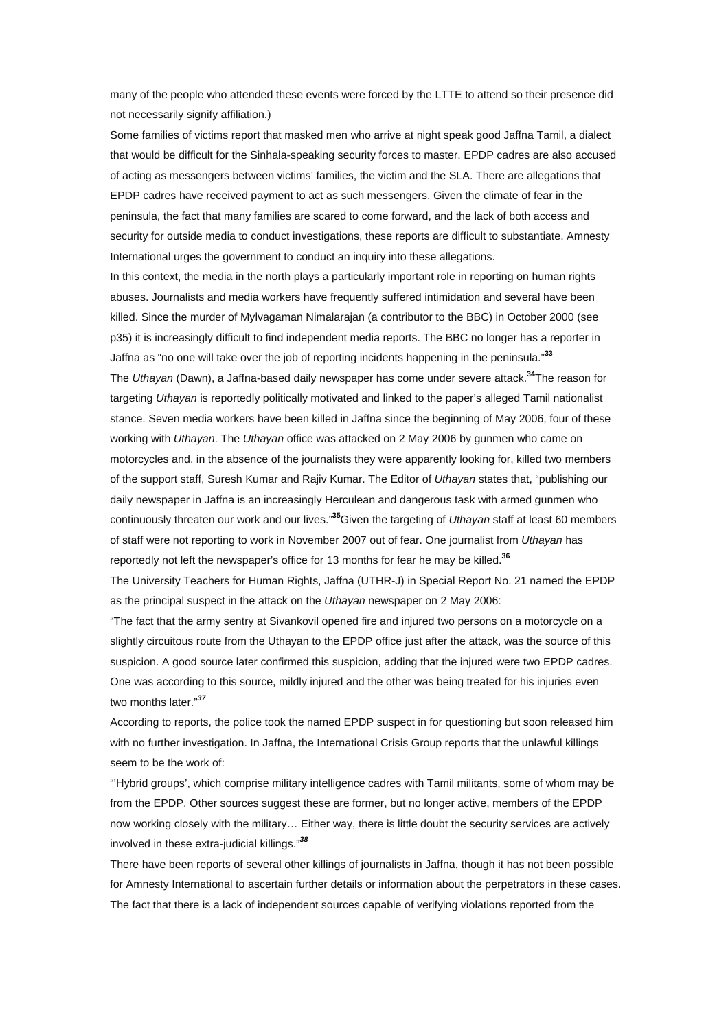many of the people who attended these events were forced by the LTTE to attend so their presence did not necessarily signify affiliation.)

Some families of victims report that masked men who arrive at night speak good Jaffna Tamil, a dialect that would be difficult for the Sinhala-speaking security forces to master. EPDP cadres are also accused of acting as messengers between victims' families, the victim and the SLA. There are allegations that EPDP cadres have received payment to act as such messengers. Given the climate of fear in the peninsula, the fact that many families are scared to come forward, and the lack of both access and security for outside media to conduct investigations, these reports are difficult to substantiate. Amnesty International urges the government to conduct an inquiry into these allegations.

In this context, the media in the north plays a particularly important role in reporting on human rights abuses. Journalists and media workers have frequently suffered intimidation and several have been killed. Since the murder of Mylvagaman Nimalarajan (a contributor to the BBC) in October 2000 (see p35) it is increasingly difficult to find independent media reports. The BBC no longer has a reporter in Jaffna as "no one will take over the job of reporting incidents happening in the peninsula."[33]

The *Uthayan* (Dawn), a Jaffna-based daily newspaper has come under severe attack.[34] The reason for targeting *Uthayan* is reportedly politically motivated and linked to the paper's alleged Tamil nationalist stance. Seven media workers have been killed in Jaffna since the beginning of May 2006, four of these working with *Uthayan*. The *Uthayan* office was attacked on 2 May 2006 by gunmen who came on motorcycles and, in the absence of the journalists they were apparently looking for, killed two members of the support staff, Suresh Kumar and Rajiv Kumar. The Editor of *Uthayan* states that, "publishing our daily newspaper in Jaffna is an increasingly Herculean and dangerous task with armed gunmen who continuously threaten our work and our lives."[35] Given the targeting of *Uthayan* staff at least 60 members of staff were not reporting to work in November 2007 out of fear. One journalist from *Uthayan* has reportedly not left the newspaper's office for 13 months for fear he may be killed.[36]

The University Teachers for Human Rights, Jaffna (UTHR-J) in Special Report No. 21 named the EPDP as the principal suspect in the attack on the *Uthayan* newspaper on 2 May 2006:

"The fact that the army sentry at Sivankovil opened fire and injured two persons on a motorcycle on a slightly circuitous route from the Uthayan to the EPDP office just after the attack, was the source of this suspicion. A good source later confirmed this suspicion, adding that the injured were two EPDP cadres. One was according to this source, mildly injured and the other was being treated for his injuries even two months later."[37]

According to reports, the police took the named EPDP suspect in for questioning but soon released him with no further investigation. In Jaffna, the International Crisis Group reports that the unlawful killings seem to be the work of:

"'Hybrid groups', which comprise military intelligence cadres with Tamil militants, some of whom may be from the EPDP. Other sources suggest these are former, but no longer active, members of the EPDP now working closely with the military… Either way, there is little doubt the security services are actively involved in these extra-judicial killings."[38]

There have been reports of several other killings of journalists in Jaffna, though it has not been possible for Amnesty International to ascertain further details or information about the perpetrators in these cases. The fact that there is a lack of independent sources capable of verifying violations reported from the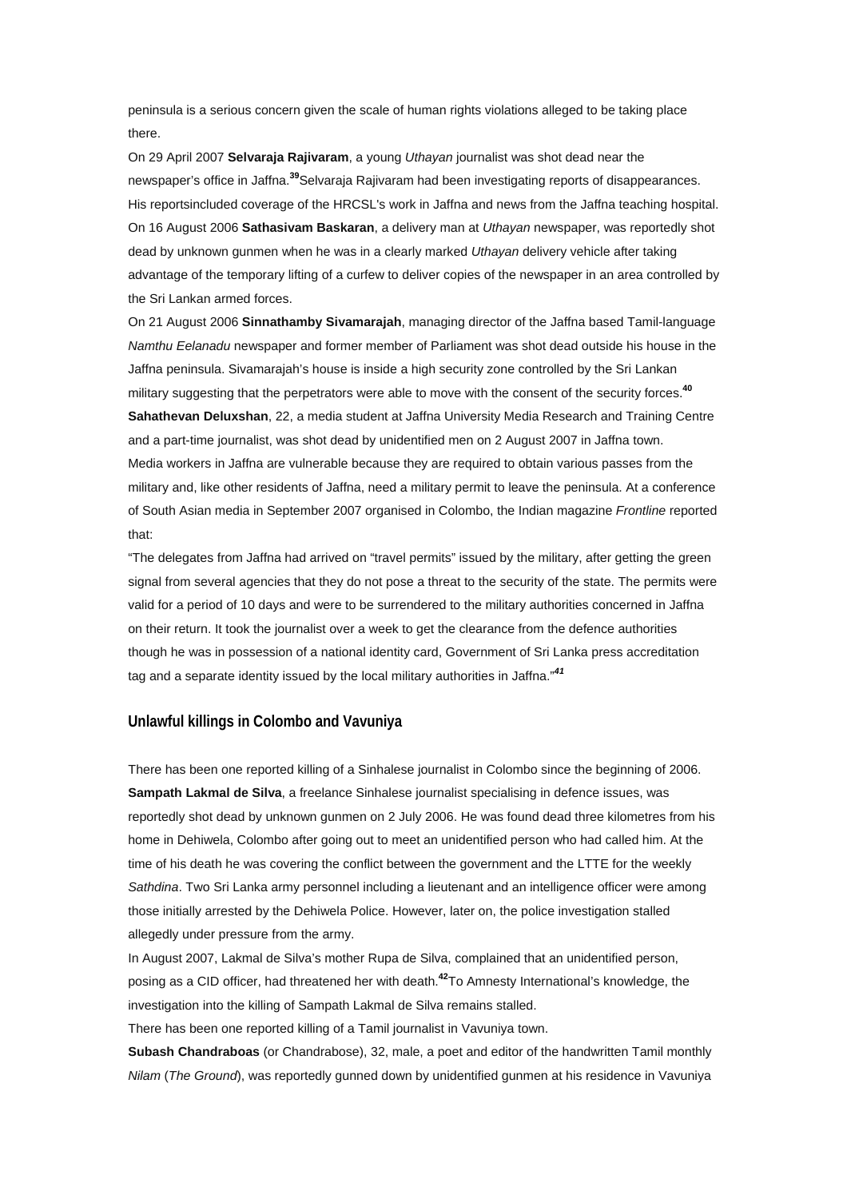peninsula is a serious concern given the scale of human rights violations alleged to be taking place there.

On 29 April 2007 **Selvaraja Rajivaram**, a young *Uthayan* journalist was shot dead near the newspaper's office in Jaffna.[39] Selvaraja Rajivaram had been investigating reports of disappearances. His reportsincluded coverage of the HRCSL's work in Jaffna and news from the Jaffna teaching hospital.

On 16 August 2006 **Sathasivam Baskaran**, a delivery man at *Uthayan* newspaper, was reportedly shot dead by unknown gunmen when he was in a clearly marked *Uthayan* delivery vehicle after taking advantage of the temporary lifting of a curfew to deliver copies of the newspaper in an area controlled by the Sri Lankan armed forces.

On 21 August 2006 **Sinnathamby Sivamarajah**, managing director of the Jaffna based Tamil-language *Namthu Eelanadu* newspaper and former member of Parliament was shot dead outside his house in the Jaffna peninsula. Sivamarajah's house is inside a high security zone controlled by the Sri Lankan military suggesting that the perpetrators were able to move with the consent of the security forces.[40]

**Sahathevan Deluxshan**, 22, a media student at Jaffna University Media Research and Training Centre and a part-time journalist, was shot dead by unidentified men on 2 August 2007 in Jaffna town.

Media workers in Jaffna are vulnerable because they are required to obtain various passes from the military and, like other residents of Jaffna, need a military permit to leave the peninsula. At a conference of South Asian media in September 2007 organised in Colombo, the Indian magazine *Frontline* reported that:

"The delegates from Jaffna had arrived on "travel permits" issued by the military, after getting the green signal from several agencies that they do not pose a threat to the security of the state. The permits were valid for a period of 10 days and were to be surrendered to the military authorities concerned in Jaffna on their return. It took the journalist over a week to get the clearance from the defence authorities though he was in possession of a national identity card, Government of Sri Lanka press accreditation tag and a separate identity issued by the local military authorities in Jaffna."[41]

## Unlawful killings in Colombo and Vavuniya

There has been one reported killing of a Sinhalese journalist in Colombo since the beginning of 2006.

**Sampath Lakmal de Silva**, a freelance Sinhalese journalist specialising in defence issues, was reportedly shot dead by unknown gunmen on 2 July 2006. He was found dead three kilometres from his home in Dehiwela, Colombo after going out to meet an unidentified person who had called him. At the time of his death he was covering the conflict between the government and the LTTE for the weekly *Sathdina*. Two Sri Lanka army personnel including a lieutenant and an intelligence officer were among those initially arrested by the Dehiwela Police. However, later on, the police investigation stalled allegedly under pressure from the army.

In August 2007, Lakmal de Silva's mother Rupa de Silva, complained that an unidentified person, posing as a CID officer, had threatened her with death.[42] To Amnesty International's knowledge, the investigation into the killing of Sampath Lakmal de Silva remains stalled.

There has been one reported killing of a Tamil journalist in Vavuniya town.

**Subash Chandraboas** (or Chandrabose), 32, male, a poet and editor of the handwritten Tamil monthly *Nilam* (*The Ground*), was reportedly gunned down by unidentified gunmen at his residence in Vavuniya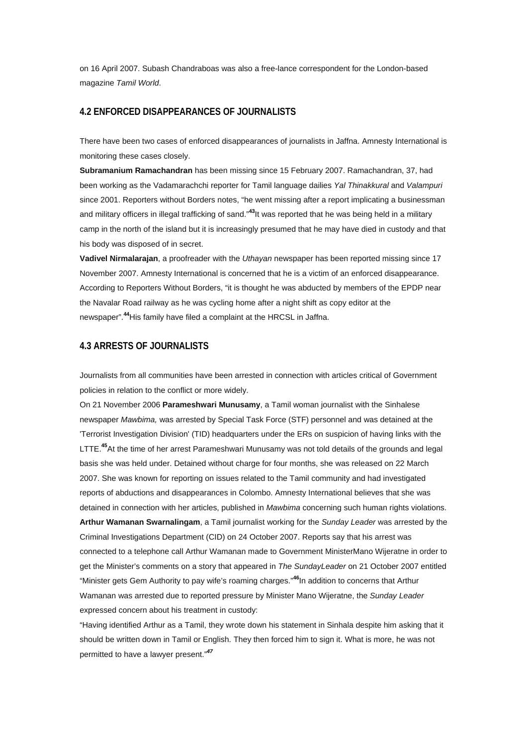on 16 April 2007. Subash Chandraboas was also a free-lance correspondent for the London-based magazine *Tamil World*.

## 4.2 ENFORCED DISAPPEARANCES OF JOURNALISTS

There have been two cases of enforced disappearances of journalists in Jaffna. Amnesty International is monitoring these cases closely.

**Subramanium Ramachandran** has been missing since 15 February 2007. Ramachandran, 37, had been working as the Vadamarachchi reporter for Tamil language dailies *Yal Thinakkural* and *Valampuri* since 2001. Reporters without Borders notes, "he went missing after a report implicating a businessman and military officers in illegal trafficking of sand."[43] It was reported that he was being held in a military camp in the north of the island but it is increasingly presumed that he may have died in custody and that his body was disposed of in secret.

**Vadivel Nirmalarajan**, a proofreader with the *Uthayan* newspaper has been reported missing since 17 November 2007. Amnesty International is concerned that he is a victim of an enforced disappearance. According to Reporters Without Borders, "it is thought he was abducted by members of the EPDP near the Navalar Road railway as he was cycling home after a night shift as copy editor at the newspaper".[44] His family have filed a complaint at the HRCSL in Jaffna.

## 4.3 ARRESTS OF JOURNALISTS

Journalists from all communities have been arrested in connection with articles critical of Government policies in relation to the conflict or more widely.

On 21 November 2006 **Parameshwari Munusamy**, a Tamil woman journalist with the Sinhalese newspaper *Mawbima,* was arrested by Special Task Force (STF) personnel and was detained at the 'Terrorist Investigation Division' (TID) headquarters under the ERs on suspicion of having links with the LTTE.[45] At the time of her arrest Parameshwari Munusamy was not told details of the grounds and legal basis she was held under. Detained without charge for four months, she was released on 22 March 2007. She was known for reporting on issues related to the Tamil community and had investigated reports of abductions and disappearances in Colombo. Amnesty International believes that she was detained in connection with her articles, published in *Mawbima* concerning such human rights violations.

**Arthur Wamanan Swarnalingam**, a Tamil journalist working for the *Sunday Leader* was arrested by the Criminal Investigations Department (CID) on 24 October 2007. Reports say that his arrest was connected to a telephone call Arthur Wamanan made to Government MinisterMano Wijeratne in order to get the Minister's comments on a story that appeared in *The SundayLeader* on 21 October 2007 entitled "Minister gets Gem Authority to pay wife's roaming charges."[46] In addition to concerns that Arthur Wamanan was arrested due to reported pressure by Minister Mano Wijeratne, the *Sunday Leader* expressed concern about his treatment in custody:

"Having identified Arthur as a Tamil, they wrote down his statement in Sinhala despite him asking that it should be written down in Tamil or English. They then forced him to sign it. What is more, he was not permitted to have a lawyer present."[47]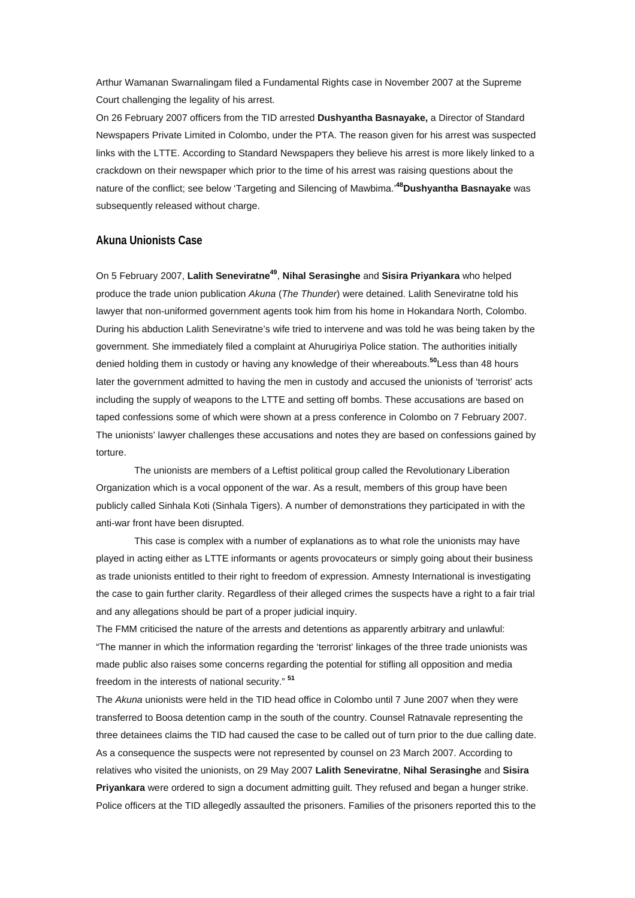Arthur Wamanan Swarnalingam filed a Fundamental Rights case in November 2007 at the Supreme Court challenging the legality of his arrest.

On 26 February 2007 officers from the TID arrested **Dushyantha Basnayake,** a Director of Standard Newspapers Private Limited in Colombo, under the PTA. The reason given for his arrest was suspected links with the LTTE. According to Standard Newspapers they believe his arrest is more likely linked to a crackdown on their newspaper which prior to the time of his arrest was raising questions about the nature of the conflict; see below 'Targeting and Silencing of Mawbima.'[48] **Dushyantha Basnayake** was subsequently released without charge.

## Akuna Unionists Case

On 5 February 2007, **Lalith Seneviratne**[49], **Nihal Serasinghe** and **Sisira Priyankara** who helped produce the trade union publication *Akuna* (*The Thunder*) were detained. Lalith Seneviratne told his lawyer that non-uniformed government agents took him from his home in Hokandara North, Colombo. During his abduction Lalith Seneviratne's wife tried to intervene and was told he was being taken by the government. She immediately filed a complaint at Ahurugiriya Police station. The authorities initially denied holding them in custody or having any knowledge of their whereabouts.[50] Less than 48 hours later the government admitted to having the men in custody and accused the unionists of 'terrorist' acts including the supply of weapons to the LTTE and setting off bombs. These accusations are based on taped confessions some of which were shown at a press conference in Colombo on 7 February 2007. The unionists' lawyer challenges these accusations and notes they are based on confessions gained by torture.

The unionists are members of a Leftist political group called the Revolutionary Liberation Organization which is a vocal opponent of the war. As a result, members of this group have been publicly called Sinhala Koti (Sinhala Tigers). A number of demonstrations they participated in with the anti-war front have been disrupted.

This case is complex with a number of explanations as to what role the unionists may have played in acting either as LTTE informants or agents provocateurs or simply going about their business as trade unionists entitled to their right to freedom of expression. Amnesty International is investigating the case to gain further clarity. Regardless of their alleged crimes the suspects have a right to a fair trial and any allegations should be part of a proper judicial inquiry.

The FMM criticised the nature of the arrests and detentions as apparently arbitrary and unlawful: "The manner in which the information regarding the 'terrorist' linkages of the three trade unionists was made public also raises some concerns regarding the potential for stifling all opposition and media freedom in the interests of national security." [51]

The *Akuna* unionists were held in the TID head office in Colombo until 7 June 2007 when they were transferred to Boosa detention camp in the south of the country. Counsel Ratnavale representing the three detainees claims the TID had caused the case to be called out of turn prior to the due calling date. As a consequence the suspects were not represented by counsel on 23 March 2007. According to relatives who visited the unionists, on 29 May 2007 **Lalith Seneviratne**, **Nihal Serasinghe** and **Sisira Priyankara** were ordered to sign a document admitting guilt. They refused and began a hunger strike. Police officers at the TID allegedly assaulted the prisoners. Families of the prisoners reported this to the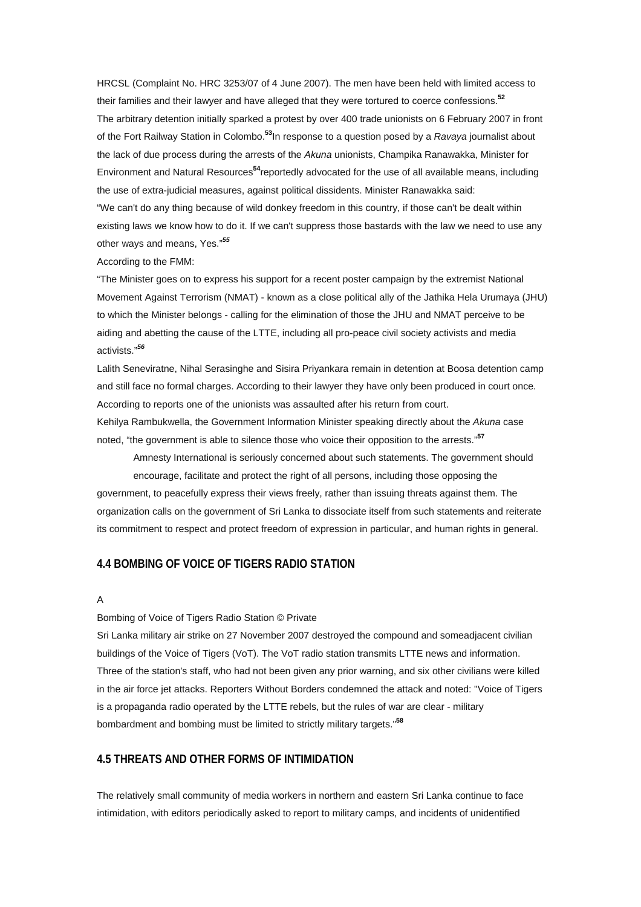HRCSL (Complaint No. HRC 3253/07 of 4 June 2007). The men have been held with limited access to their families and their lawyer and have alleged that they were tortured to coerce confessions.[52]

The arbitrary detention initially sparked a protest by over 400 trade unionists on 6 February 2007 in front of the Fort Railway Station in Colombo.[53] In response to a question posed by a *Ravaya* journalist about the lack of due process during the arrests of the *Akuna* unionists, Champika Ranawakka, Minister for Environment and Natural Resources[54] reportedly advocated for the use of all available means, including the use of extra-judicial measures, against political dissidents. Minister Ranawakka said:

"We can't do any thing because of wild donkey freedom in this country, if those can't be dealt within existing laws we know how to do it. If we can't suppress those bastards with the law we need to use any other ways and means, Yes."[55]

According to the FMM:

"The Minister goes on to express his support for a recent poster campaign by the extremist National Movement Against Terrorism (NMAT) - known as a close political ally of the Jathika Hela Urumaya (JHU) to which the Minister belongs - calling for the elimination of those the JHU and NMAT perceive to be aiding and abetting the cause of the LTTE, including all pro-peace civil society activists and media activists."[56]

Lalith Seneviratne, Nihal Serasinghe and Sisira Priyankara remain in detention at Boosa detention camp and still face no formal charges. According to their lawyer they have only been produced in court once. According to reports one of the unionists was assaulted after his return from court.

Kehilya Rambukwella, the Government Information Minister speaking directly about the *Akuna* case noted, "the government is able to silence those who voice their opposition to the arrests."[57]

Amnesty International is seriously concerned about such statements. The government should encourage, facilitate and protect the right of all persons, including those opposing the government, to peacefully express their views freely, rather than issuing threats against them. The organization calls on the government of Sri Lanka to dissociate itself from such statements and reiterate its commitment to respect and protect freedom of expression in particular, and human rights in general.

## 4.4 BOMBING OF VOICE OF TIGERS RADIO STATION

A

Bombing of Voice of Tigers Radio Station © Private

Sri Lanka military air strike on 27 November 2007 destroyed the compound and someadjacent civilian buildings of the Voice of Tigers (VoT). The VoT radio station transmits LTTE news and information. Three of the station's staff, who had not been given any prior warning, and six other civilians were killed in the air force jet attacks. Reporters Without Borders condemned the attack and noted: "Voice of Tigers is a propaganda radio operated by the LTTE rebels, but the rules of war are clear - military bombardment and bombing must be limited to strictly military targets."[58]

## 4.5 THREATS AND OTHER FORMS OF INTIMIDATION

The relatively small community of media workers in northern and eastern Sri Lanka continue to face intimidation, with editors periodically asked to report to military camps, and incidents of unidentified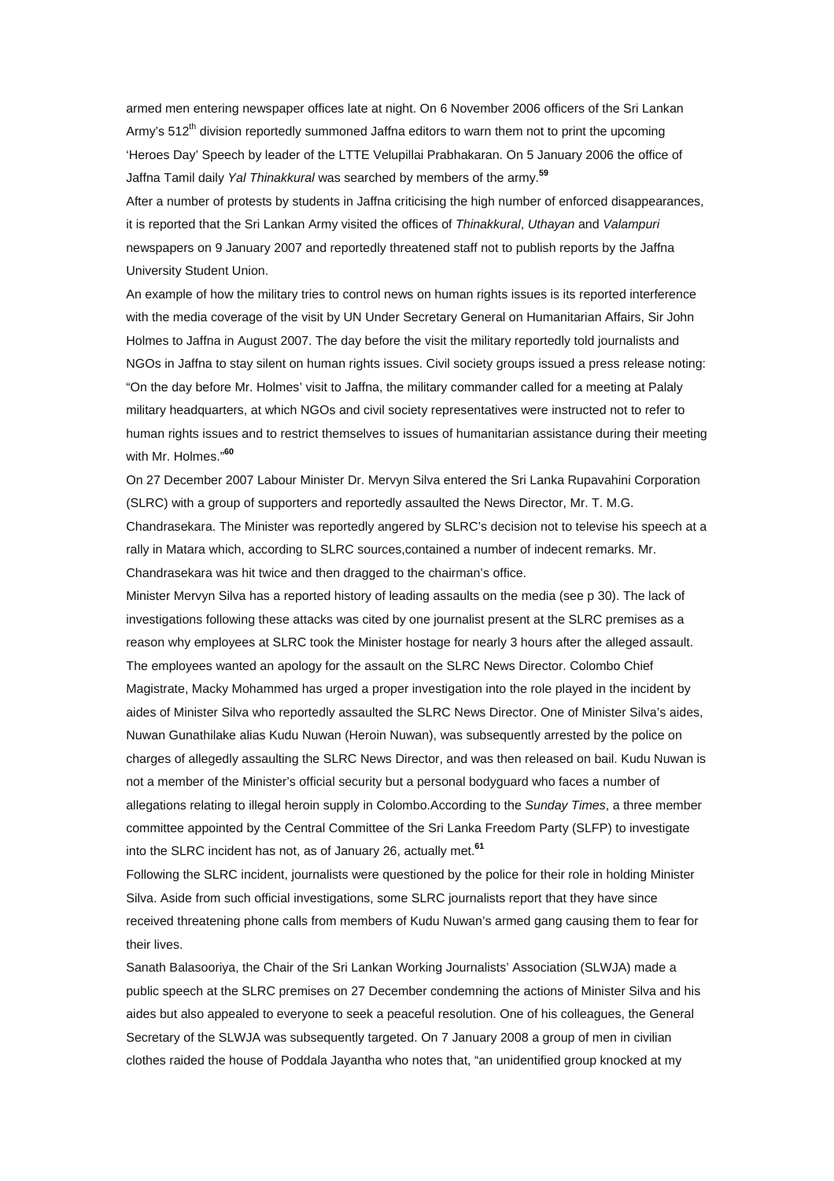armed men entering newspaper offices late at night. On 6 November 2006 officers of the Sri Lankan Army's 512th division reportedly summoned Jaffna editors to warn them not to print the upcoming 'Heroes Day' Speech by leader of the LTTE Velupillai Prabhakaran. On 5 January 2006 the office of Jaffna Tamil daily *Yal Thinakkural* was searched by members of the army.[59]

After a number of protests by students in Jaffna criticising the high number of enforced disappearances, it is reported that the Sri Lankan Army visited the offices of *Thinakkural*, *Uthayan* and *Valampuri* newspapers on 9 January 2007 and reportedly threatened staff not to publish reports by the Jaffna University Student Union.

An example of how the military tries to control news on human rights issues is its reported interference with the media coverage of the visit by UN Under Secretary General on Humanitarian Affairs, Sir John Holmes to Jaffna in August 2007. The day before the visit the military reportedly told journalists and NGOs in Jaffna to stay silent on human rights issues. Civil society groups issued a press release noting: "On the day before Mr. Holmes' visit to Jaffna, the military commander called for a meeting at Palaly military headquarters, at which NGOs and civil society representatives were instructed not to refer to human rights issues and to restrict themselves to issues of humanitarian assistance during their meeting with Mr. Holmes."[60]

On 27 December 2007 Labour Minister Dr. Mervyn Silva entered the Sri Lanka Rupavahini Corporation (SLRC) with a group of supporters and reportedly assaulted the News Director, Mr. T. M.G. Chandrasekara. The Minister was reportedly angered by SLRC's decision not to televise his speech at a rally in Matara which, according to SLRC sources,contained a number of indecent remarks. Mr. Chandrasekara was hit twice and then dragged to the chairman's office.

Minister Mervyn Silva has a reported history of leading assaults on the media (see p 30). The lack of investigations following these attacks was cited by one journalist present at the SLRC premises as a reason why employees at SLRC took the Minister hostage for nearly 3 hours after the alleged assault. The employees wanted an apology for the assault on the SLRC News Director. Colombo Chief Magistrate, Macky Mohammed has urged a proper investigation into the role played in the incident by aides of Minister Silva who reportedly assaulted the SLRC News Director. One of Minister Silva's aides, Nuwan Gunathilake alias Kudu Nuwan (Heroin Nuwan), was subsequently arrested by the police on charges of allegedly assaulting the SLRC News Director, and was then released on bail. Kudu Nuwan is not a member of the Minister's official security but a personal bodyguard who faces a number of allegations relating to illegal heroin supply in Colombo.According to the *Sunday Times*, a three member committee appointed by the Central Committee of the Sri Lanka Freedom Party (SLFP) to investigate into the SLRC incident has not, as of January 26, actually met.[61]

Following the SLRC incident, journalists were questioned by the police for their role in holding Minister Silva. Aside from such official investigations, some SLRC journalists report that they have since received threatening phone calls from members of Kudu Nuwan's armed gang causing them to fear for their lives.

Sanath Balasooriya, the Chair of the Sri Lankan Working Journalists' Association (SLWJA) made a public speech at the SLRC premises on 27 December condemning the actions of Minister Silva and his aides but also appealed to everyone to seek a peaceful resolution. One of his colleagues, the General Secretary of the SLWJA was subsequently targeted. On 7 January 2008 a group of men in civilian clothes raided the house of Poddala Jayantha who notes that, "an unidentified group knocked at my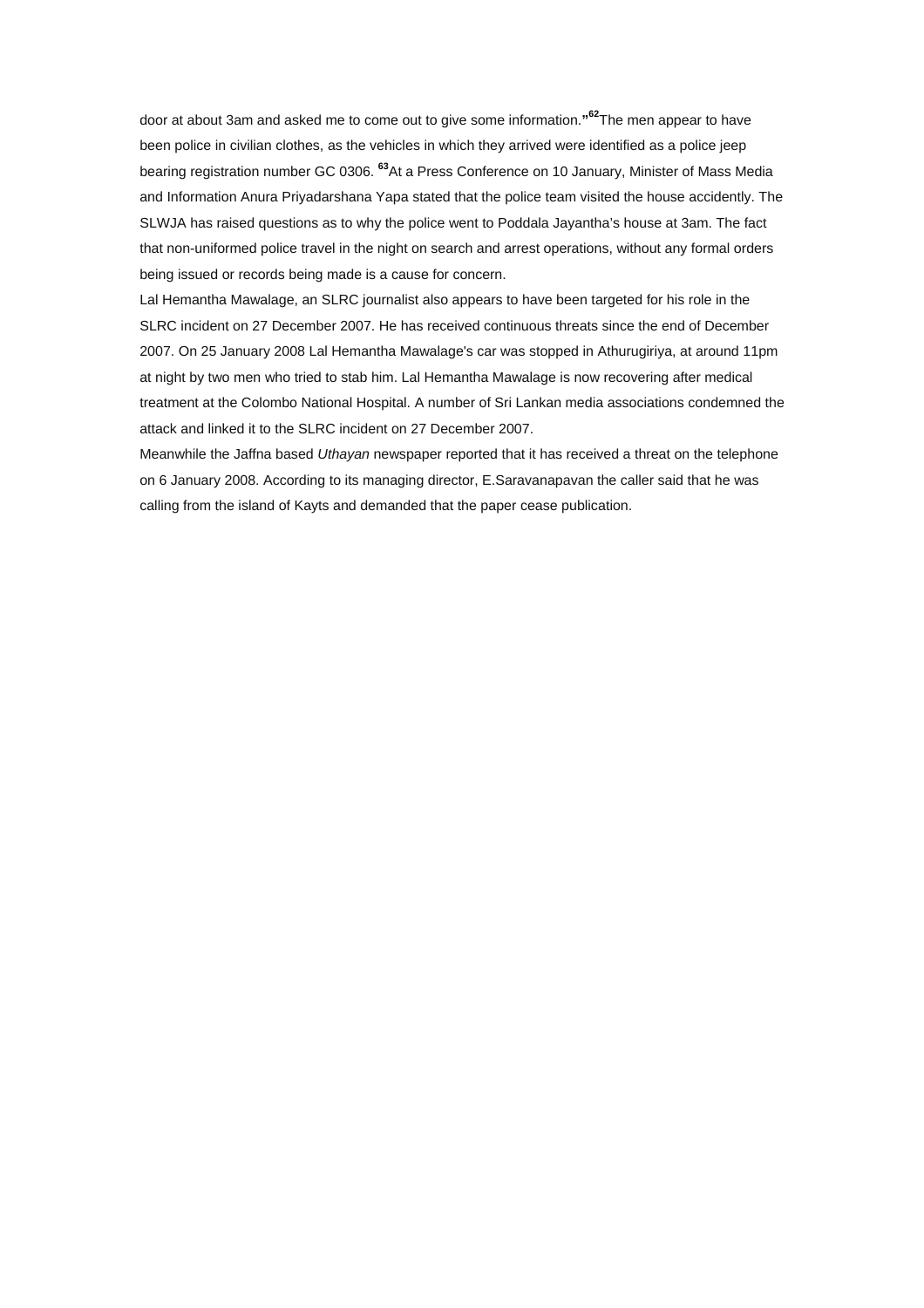door at about 3am and asked me to come out to give some information."[62] The men appear to have been police in civilian clothes, as the vehicles in which they arrived were identified as a police jeep bearing registration number GC 0306. [63] At a Press Conference on 10 January, Minister of Mass Media and Information Anura Priyadarshana Yapa stated that the police team visited the house accidently. The SLWJA has raised questions as to why the police went to Poddala Jayantha's house at 3am. The fact that non-uniformed police travel in the night on search and arrest operations, without any formal orders being issued or records being made is a cause for concern.

Lal Hemantha Mawalage, an SLRC journalist also appears to have been targeted for his role in the SLRC incident on 27 December 2007. He has received continuous threats since the end of December 2007. On 25 January 2008 Lal Hemantha Mawalage's car was stopped in Athurugiriya, at around 11pm at night by two men who tried to stab him. Lal Hemantha Mawalage is now recovering after medical treatment at the Colombo National Hospital. A number of Sri Lankan media associations condemned the attack and linked it to the SLRC incident on 27 December 2007.

Meanwhile the Jaffna based *Uthayan* newspaper reported that it has received a threat on the telephone on 6 January 2008. According to its managing director, E.Saravanapavan the caller said that he was calling from the island of Kayts and demanded that the paper cease publication.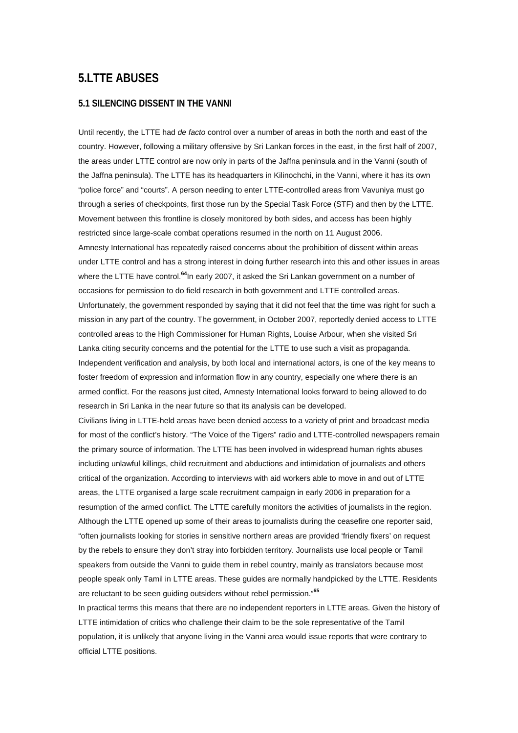# 5.LTTE ABUSES

## 5.1 SILENCING DISSENT IN THE VANNI

Until recently, the LTTE had *de facto* control over a number of areas in both the north and east of the country. However, following a military offensive by Sri Lankan forces in the east, in the first half of 2007, the areas under LTTE control are now only in parts of the Jaffna peninsula and in the Vanni (south of the Jaffna peninsula). The LTTE has its headquarters in Kilinochchi, in the Vanni, where it has its own "police force" and "courts". A person needing to enter LTTE-controlled areas from Vavuniya must go through a series of checkpoints, first those run by the Special Task Force (STF) and then by the LTTE. Movement between this frontline is closely monitored by both sides, and access has been highly restricted since large-scale combat operations resumed in the north on 11 August 2006.

Amnesty International has repeatedly raised concerns about the prohibition of dissent within areas under LTTE control and has a strong interest in doing further research into this and other issues in areas where the LTTE have control.[64] In early 2007, it asked the Sri Lankan government on a number of occasions for permission to do field research in both government and LTTE controlled areas. Unfortunately, the government responded by saying that it did not feel that the time was right for such a mission in any part of the country. The government, in October 2007, reportedly denied access to LTTE controlled areas to the High Commissioner for Human Rights, Louise Arbour, when she visited Sri Lanka citing security concerns and the potential for the LTTE to use such a visit as propaganda. Independent verification and analysis, by both local and international actors, is one of the key means to foster freedom of expression and information flow in any country, especially one where there is an armed conflict. For the reasons just cited, Amnesty International looks forward to being allowed to do research in Sri Lanka in the near future so that its analysis can be developed.

Civilians living in LTTE-held areas have been denied access to a variety of print and broadcast media for most of the conflict's history. "The Voice of the Tigers" radio and LTTE-controlled newspapers remain the primary source of information. The LTTE has been involved in widespread human rights abuses including unlawful killings, child recruitment and abductions and intimidation of journalists and others critical of the organization. According to interviews with aid workers able to move in and out of LTTE areas, the LTTE organised a large scale recruitment campaign in early 2006 in preparation for a resumption of the armed conflict. The LTTE carefully monitors the activities of journalists in the region. Although the LTTE opened up some of their areas to journalists during the ceasefire one reporter said, "often journalists looking for stories in sensitive northern areas are provided 'friendly fixers' on request by the rebels to ensure they don't stray into forbidden territory. Journalists use local people or Tamil speakers from outside the Vanni to guide them in rebel country, mainly as translators because most people speak only Tamil in LTTE areas. These guides are normally handpicked by the LTTE. Residents are reluctant to be seen guiding outsiders without rebel permission."[65]

In practical terms this means that there are no independent reporters in LTTE areas. Given the history of LTTE intimidation of critics who challenge their claim to be the sole representative of the Tamil population, it is unlikely that anyone living in the Vanni area would issue reports that were contrary to official LTTE positions.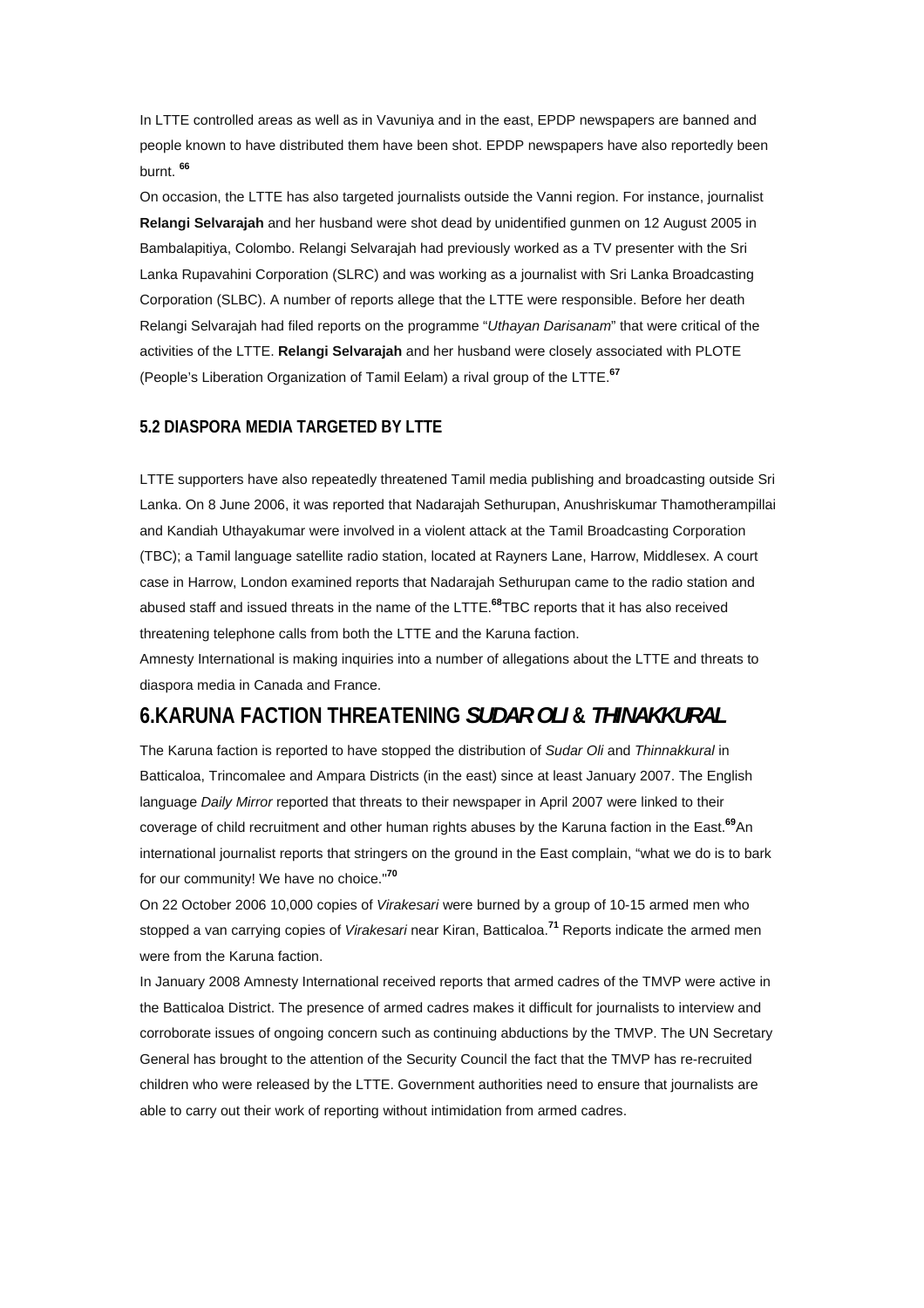In LTTE controlled areas as well as in Vavuniya and in the east, EPDP newspapers are banned and people known to have distributed them have been shot. EPDP newspapers have also reportedly been burnt. [66]

On occasion, the LTTE has also targeted journalists outside the Vanni region. For instance, journalist **Relangi Selvarajah** and her husband were shot dead by unidentified gunmen on 12 August 2005 in Bambalapitiya, Colombo. Relangi Selvarajah had previously worked as a TV presenter with the Sri Lanka Rupavahini Corporation (SLRC) and was working as a journalist with Sri Lanka Broadcasting Corporation (SLBC). A number of reports allege that the LTTE were responsible. Before her death Relangi Selvarajah had filed reports on the programme "*Uthayan Darisanam*" that were critical of the activities of the LTTE. **Relangi Selvarajah** and her husband were closely associated with PLOTE (People's Liberation Organization of Tamil Eelam) a rival group of the LTTE.[67]

### 5.2 DIASPORA MEDIA TARGETED BY LTTE

LTTE supporters have also repeatedly threatened Tamil media publishing and broadcasting outside Sri Lanka. On 8 June 2006, it was reported that Nadarajah Sethurupan, Anushriskumar Thamotherampillai and Kandiah Uthayakumar were involved in a violent attack at the Tamil Broadcasting Corporation (TBC); a Tamil language satellite radio station, located at Rayners Lane, Harrow, Middlesex. A court case in Harrow, London examined reports that Nadarajah Sethurupan came to the radio station and abused staff and issued threats in the name of the LTTE.[68] TBC reports that it has also received threatening telephone calls from both the LTTE and the Karuna faction.

Amnesty International is making inquiries into a number of allegations about the LTTE and threats to diaspora media in Canada and France.

## 6.KARUNA FACTION THREATENING *SUDAR OLI* & *THINAKKURAL*

The Karuna faction is reported to have stopped the distribution of *Sudar Oli* and *Thinnakkural* in Batticaloa, Trincomalee and Ampara Districts (in the east) since at least January 2007. The English language *Daily Mirror* reported that threats to their newspaper in April 2007 were linked to their coverage of child recruitment and other human rights abuses by the Karuna faction in the East.[69] An international journalist reports that stringers on the ground in the East complain, "what we do is to bark for our community! We have no choice."[70]

On 22 October 2006 10,000 copies of *Virakesari* were burned by a group of 10-15 armed men who stopped a van carrying copies of *Virakesari* near Kiran, Batticaloa.[71] Reports indicate the armed men were from the Karuna faction.

In January 2008 Amnesty International received reports that armed cadres of the TMVP were active in the Batticaloa District. The presence of armed cadres makes it difficult for journalists to interview and corroborate issues of ongoing concern such as continuing abductions by the TMVP. The UN Secretary General has brought to the attention of the Security Council the fact that the TMVP has re-recruited children who were released by the LTTE. Government authorities need to ensure that journalists are able to carry out their work of reporting without intimidation from armed cadres.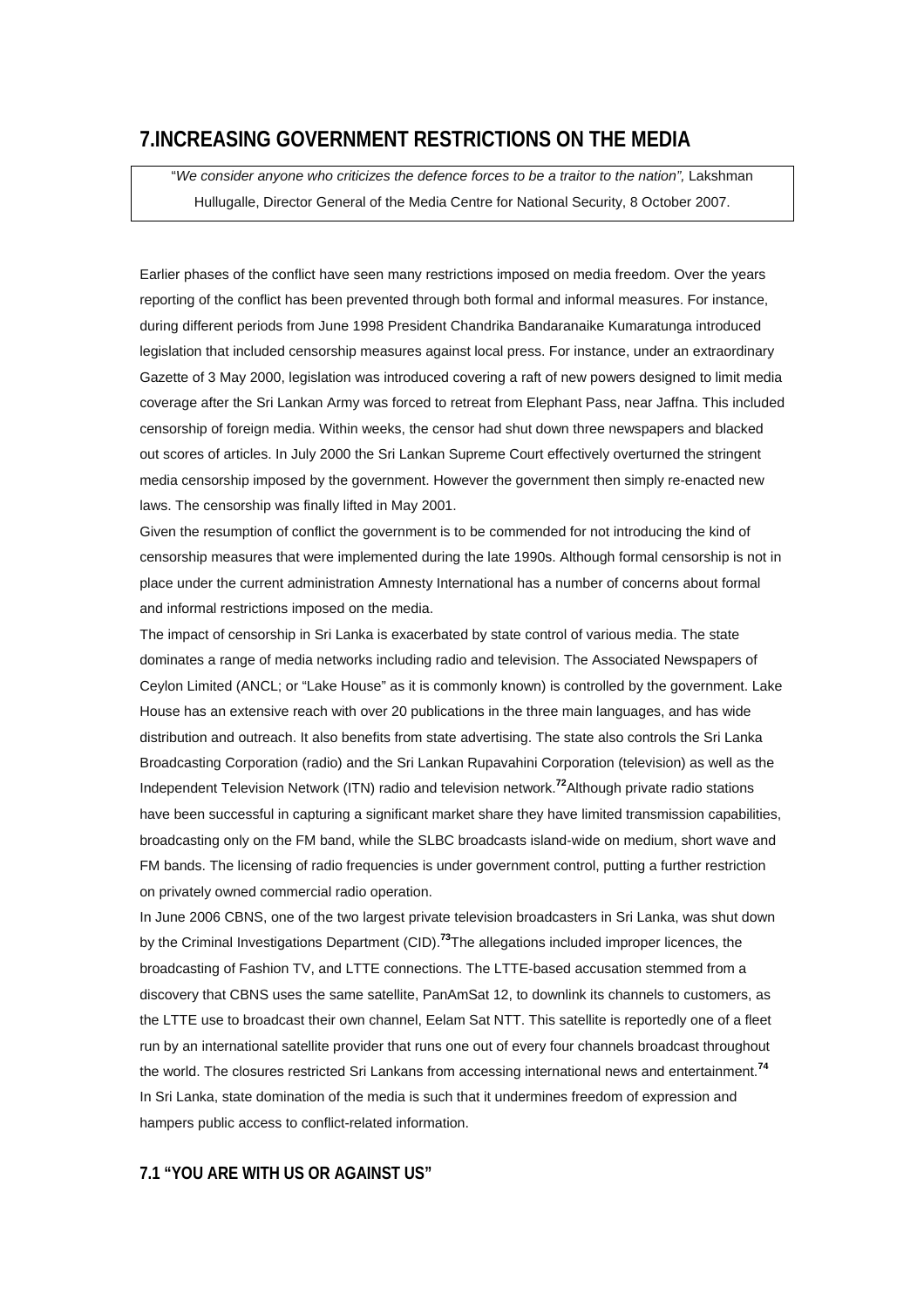## 7. INCREASING GOVERNMENT RESTRICTIONS ON THE MEDIA

> "*We consider anyone who criticizes the defence forces to be a traitor to the nation",* Lakshman Hullugalle, Director General of the Media Centre for National Security, 8 October 2007.

Earlier phases of the conflict have seen many restrictions imposed on media freedom. Over the years reporting of the conflict has been prevented through both formal and informal measures. For instance, during different periods from June 1998 President Chandrika Bandaranaike Kumaratunga introduced legislation that included censorship measures against local press. For instance, under an extraordinary Gazette of 3 May 2000, legislation was introduced covering a raft of new powers designed to limit media coverage after the Sri Lankan Army was forced to retreat from Elephant Pass, near Jaffna. This included censorship of foreign media. Within weeks, the censor had shut down three newspapers and blacked out scores of articles. In July 2000 the Sri Lankan Supreme Court effectively overturned the stringent media censorship imposed by the government. However the government then simply re-enacted new laws. The censorship was finally lifted in May 2001.

Given the resumption of conflict the government is to be commended for not introducing the kind of censorship measures that were implemented during the late 1990s. Although formal censorship is not in place under the current administration Amnesty International has a number of concerns about formal and informal restrictions imposed on the media.

The impact of censorship in Sri Lanka is exacerbated by state control of various media. The state dominates a range of media networks including radio and television. The Associated Newspapers of Ceylon Limited (ANCL; or "Lake House" as it is commonly known) is controlled by the government. Lake House has an extensive reach with over 20 publications in the three main languages, and has wide distribution and outreach. It also benefits from state advertising. The state also controls the Sri Lanka Broadcasting Corporation (radio) and the Sri Lankan Rupavahini Corporation (television) as well as the Independent Television Network (ITN) radio and television network.[72] Although private radio stations have been successful in capturing a significant market share they have limited transmission capabilities, broadcasting only on the FM band, while the SLBC broadcasts island-wide on medium, short wave and FM bands. The licensing of radio frequencies is under government control, putting a further restriction on privately owned commercial radio operation.

In June 2006 CBNS, one of the two largest private television broadcasters in Sri Lanka, was shut down by the Criminal Investigations Department (CID).[73] The allegations included improper licences, the broadcasting of Fashion TV, and LTTE connections. The LTTE-based accusation stemmed from a discovery that CBNS uses the same satellite, PanAmSat 12, to downlink its channels to customers, as the LTTE use to broadcast their own channel, Eelam Sat NTT. This satellite is reportedly one of a fleet run by an international satellite provider that runs one out of every four channels broadcast throughout the world. The closures restricted Sri Lankans from accessing international news and entertainment.[74]

In Sri Lanka, state domination of the media is such that it undermines freedom of expression and hampers public access to conflict-related information.

### 7.1 "YOU ARE WITH US OR AGAINST US"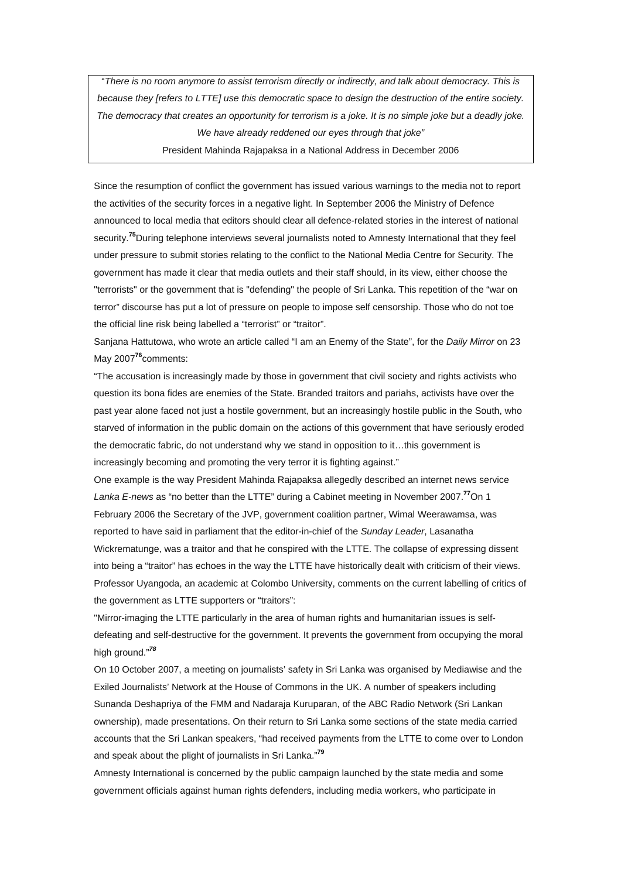> "*There is no room anymore to assist terrorism directly or indirectly, and talk about democracy. This is because they [refers to LTTE] use this democratic space to design the destruction of the entire society. The democracy that creates an opportunity for terrorism is a joke. It is no simple joke but a deadly joke. We have already reddened our eyes through that joke"*
>
> President Mahinda Rajapaksa in a National Address in December 2006

Since the resumption of conflict the government has issued various warnings to the media not to report the activities of the security forces in a negative light. In September 2006 the Ministry of Defence announced to local media that editors should clear all defence-related stories in the interest of national security.[75] During telephone interviews several journalists noted to Amnesty International that they feel under pressure to submit stories relating to the conflict to the National Media Centre for Security. The government has made it clear that media outlets and their staff should, in its view, either choose the "terrorists" or the government that is "defending" the people of Sri Lanka. This repetition of the "war on terror" discourse has put a lot of pressure on people to impose self censorship. Those who do not toe the official line risk being labelled a "terrorist" or "traitor".

Sanjana Hattutowa, who wrote an article called "I am an Enemy of the State", for the *Daily Mirror* on 23 May 2007[76] comments:

"The accusation is increasingly made by those in government that civil society and rights activists who question its bona fides are enemies of the State. Branded traitors and pariahs, activists have over the past year alone faced not just a hostile government, but an increasingly hostile public in the South, who starved of information in the public domain on the actions of this government that have seriously eroded the democratic fabric, do not understand why we stand in opposition to it…this government is increasingly becoming and promoting the very terror it is fighting against."

One example is the way President Mahinda Rajapaksa allegedly described an internet news service *Lanka E-news* as "no better than the LTTE" during a Cabinet meeting in November 2007.[77] On 1 February 2006 the Secretary of the JVP, government coalition partner, Wimal Weerawamsa, was reported to have said in parliament that the editor-in-chief of the *Sunday Leader*, Lasanatha Wickrematunge, was a traitor and that he conspired with the LTTE. The collapse of expressing dissent into being a "traitor" has echoes in the way the LTTE have historically dealt with criticism of their views. Professor Uyangoda, an academic at Colombo University, comments on the current labelling of critics of the government as LTTE supporters or "traitors":

"Mirror-imaging the LTTE particularly in the area of human rights and humanitarian issues is self-defeating and self-destructive for the government. It prevents the government from occupying the moral high ground."[78]

On 10 October 2007, a meeting on journalists' safety in Sri Lanka was organised by Mediawise and the Exiled Journalists' Network at the House of Commons in the UK. A number of speakers including Sunanda Deshapriya of the FMM and Nadaraja Kuruparan, of the ABC Radio Network (Sri Lankan ownership), made presentations. On their return to Sri Lanka some sections of the state media carried accounts that the Sri Lankan speakers, "had received payments from the LTTE to come over to London and speak about the plight of journalists in Sri Lanka."[79]

Amnesty International is concerned by the public campaign launched by the state media and some government officials against human rights defenders, including media workers, who participate in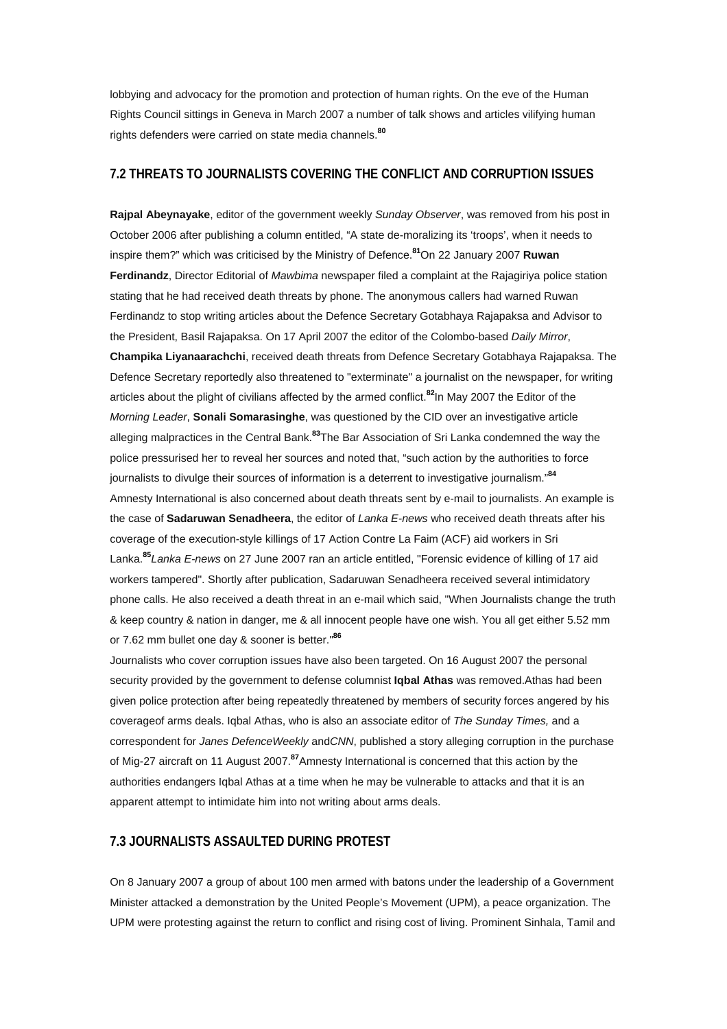lobbying and advocacy for the promotion and protection of human rights. On the eve of the Human Rights Council sittings in Geneva in March 2007 a number of talk shows and articles vilifying human rights defenders were carried on state media channels.[80]

## 7.2 THREATS TO JOURNALISTS COVERING THE CONFLICT AND CORRUPTION ISSUES

**Rajpal Abeynayake**, editor of the government weekly *Sunday Observer*, was removed from his post in October 2006 after publishing a column entitled, "A state de-moralizing its 'troops', when it needs to inspire them?" which was criticised by the Ministry of Defence.[81] On 22 January 2007 **Ruwan Ferdinandz**, Director Editorial of *Mawbima* newspaper filed a complaint at the Rajagiriya police station stating that he had received death threats by phone. The anonymous callers had warned Ruwan Ferdinandz to stop writing articles about the Defence Secretary Gotabhaya Rajapaksa and Advisor to the President, Basil Rajapaksa. On 17 April 2007 the editor of the Colombo-based *Daily Mirror*, **Champika Liyanaarachchi**, received death threats from Defence Secretary Gotabhaya Rajapaksa. The Defence Secretary reportedly also threatened to "exterminate" a journalist on the newspaper, for writing articles about the plight of civilians affected by the armed conflict.[82] In May 2007 the Editor of the *Morning Leader*, **Sonali Somarasinghe**, was questioned by the CID over an investigative article alleging malpractices in the Central Bank.[83] The Bar Association of Sri Lanka condemned the way the police pressurised her to reveal her sources and noted that, "such action by the authorities to force journalists to divulge their sources of information is a deterrent to investigative journalism."[84]

Amnesty International is also concerned about death threats sent by e-mail to journalists. An example is the case of **Sadaruwan Senadheera**, the editor of *Lanka E-news* who received death threats after his coverage of the execution-style killings of 17 Action Contre La Faim (ACF) aid workers in Sri Lanka.[85] *Lanka E-news* on 27 June 2007 ran an article entitled, "Forensic evidence of killing of 17 aid workers tampered". Shortly after publication, Sadaruwan Senadheera received several intimidatory phone calls. He also received a death threat in an e-mail which said, "When Journalists change the truth & keep country & nation in danger, me & all innocent people have one wish. You all get either 5.52 mm or 7.62 mm bullet one day & sooner is better."[86]

Journalists who cover corruption issues have also been targeted. On 16 August 2007 the personal security provided by the government to defense columnist **Iqbal Athas** was removed. Athas had been given police protection after being repeatedly threatened by members of security forces angered by his coverage of arms deals. Iqbal Athas, who is also an associate editor of *The Sunday Times,* and a correspondent for *Janes Defence Weekly* and *CNN*, published a story alleging corruption in the purchase of Mig-27 aircraft on 11 August 2007.[87] Amnesty International is concerned that this action by the authorities endangers Iqbal Athas at a time when he may be vulnerable to attacks and that it is an apparent attempt to intimidate him into not writing about arms deals.

## 7.3 JOURNALISTS ASSAULTED DURING PROTEST

On 8 January 2007 a group of about 100 men armed with batons under the leadership of a Government Minister attacked a demonstration by the United People's Movement (UPM), a peace organization. The UPM were protesting against the return to conflict and rising cost of living. Prominent Sinhala, Tamil and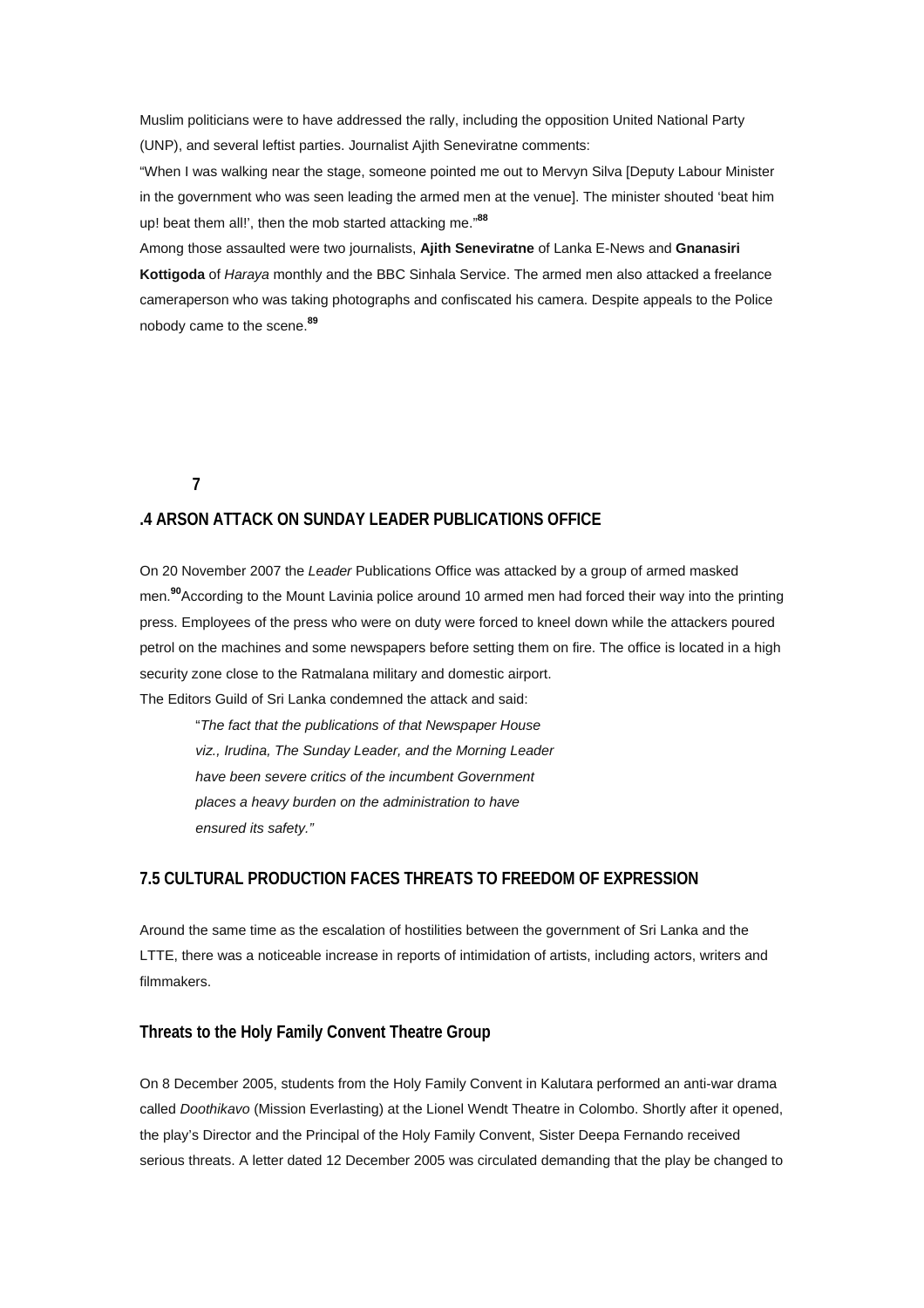Muslim politicians were to have addressed the rally, including the opposition United National Party (UNP), and several leftist parties. Journalist Ajith Seneviratne comments:

"When I was walking near the stage, someone pointed me out to Mervyn Silva [Deputy Labour Minister in the government who was seen leading the armed men at the venue]. The minister shouted 'beat him up! beat them all!', then the mob started attacking me."[88]

Among those assaulted were two journalists, **Ajith Seneviratne** of Lanka E-News and **Gnanasiri Kottigoda** of *Haraya* monthly and the BBC Sinhala Service. The armed men also attacked a freelance cameraperson who was taking photographs and confiscated his camera. Despite appeals to the Police nobody came to the scene.[89]

## 7.4 ARSON ATTACK ON SUNDAY LEADER PUBLICATIONS OFFICE

On 20 November 2007 the *Leader* Publications Office was attacked by a group of armed masked men.[90] According to the Mount Lavinia police around 10 armed men had forced their way into the printing press. Employees of the press who were on duty were forced to kneel down while the attackers poured petrol on the machines and some newspapers before setting them on fire. The office is located in a high security zone close to the Ratmalana military and domestic airport.

The Editors Guild of Sri Lanka condemned the attack and said:

> "*The fact that the publications of that Newspaper House viz., Irudina, The Sunday Leader, and the Morning Leader have been severe critics of the incumbent Government places a heavy burden on the administration to have ensured its safety.*"

## 7.5 CULTURAL PRODUCTION FACES THREATS TO FREEDOM OF EXPRESSION

Around the same time as the escalation of hostilities between the government of Sri Lanka and the LTTE, there was a noticeable increase in reports of intimidation of artists, including actors, writers and filmmakers.

### Threats to the Holy Family Convent Theatre Group

On 8 December 2005, students from the Holy Family Convent in Kalutara performed an anti-war drama called *Doothikavo* (Mission Everlasting) at the Lionel Wendt Theatre in Colombo. Shortly after it opened, the play's Director and the Principal of the Holy Family Convent, Sister Deepa Fernando received serious threats. A letter dated 12 December 2005 was circulated demanding that the play be changed to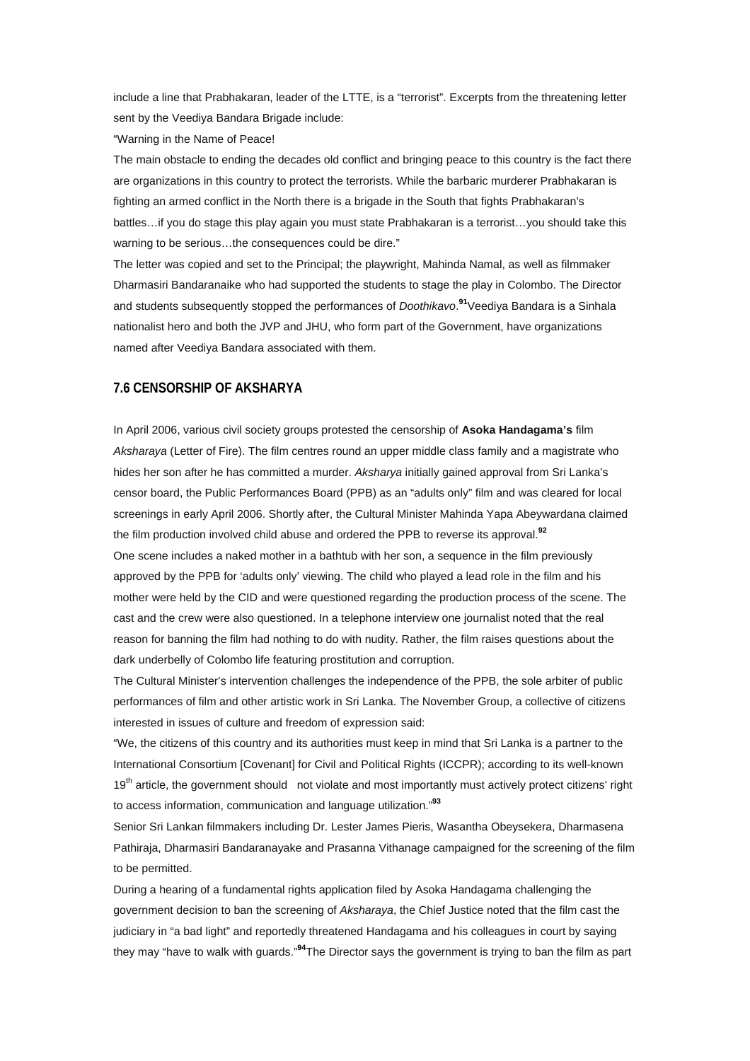include a line that Prabhakaran, leader of the LTTE, is a "terrorist". Excerpts from the threatening letter sent by the Veediya Bandara Brigade include:

"Warning in the Name of Peace!

The main obstacle to ending the decades old conflict and bringing peace to this country is the fact there are organizations in this country to protect the terrorists. While the barbaric murderer Prabhakaran is fighting an armed conflict in the North there is a brigade in the South that fights Prabhakaran's battles…if you do stage this play again you must state Prabhakaran is a terrorist…you should take this warning to be serious…the consequences could be dire."

The letter was copied and set to the Principal; the playwright, Mahinda Namal, as well as filmmaker Dharmasiri Bandaranaike who had supported the students to stage the play in Colombo. The Director and students subsequently stopped the performances of *Doothikavo*.[91] Veediya Bandara is a Sinhala nationalist hero and both the JVP and JHU, who form part of the Government, have organizations named after Veediya Bandara associated with them.

## 7.6 CENSORSHIP OF AKSHARYA

In April 2006, various civil society groups protested the censorship of **Asoka Handagama's** film *Aksharaya* (Letter of Fire). The film centres round an upper middle class family and a magistrate who hides her son after he has committed a murder. *Aksharya* initially gained approval from Sri Lanka's censor board, the Public Performances Board (PPB) as an "adults only" film and was cleared for local screenings in early April 2006. Shortly after, the Cultural Minister Mahinda Yapa Abeywardana claimed the film production involved child abuse and ordered the PPB to reverse its approval.[92]

One scene includes a naked mother in a bathtub with her son, a sequence in the film previously approved by the PPB for 'adults only' viewing. The child who played a lead role in the film and his mother were held by the CID and were questioned regarding the production process of the scene. The cast and the crew were also questioned. In a telephone interview one journalist noted that the real reason for banning the film had nothing to do with nudity. Rather, the film raises questions about the dark underbelly of Colombo life featuring prostitution and corruption.

The Cultural Minister's intervention challenges the independence of the PPB, the sole arbiter of public performances of film and other artistic work in Sri Lanka. The November Group, a collective of citizens interested in issues of culture and freedom of expression said:

"We, the citizens of this country and its authorities must keep in mind that Sri Lanka is a partner to the International Consortium [Covenant] for Civil and Political Rights (ICCPR); according to its well-known 19th article, the government should not violate and most importantly must actively protect citizens' right to access information, communication and language utilization."[93]

Senior Sri Lankan filmmakers including Dr. Lester James Pieris, Wasantha Obeysekera, Dharmasena Pathiraja, Dharmasiri Bandaranayake and Prasanna Vithanage campaigned for the screening of the film to be permitted.

During a hearing of a fundamental rights application filed by Asoka Handagama challenging the government decision to ban the screening of *Aksharaya*, the Chief Justice noted that the film cast the judiciary in "a bad light" and reportedly threatened Handagama and his colleagues in court by saying they may "have to walk with guards."[94] The Director says the government is trying to ban the film as part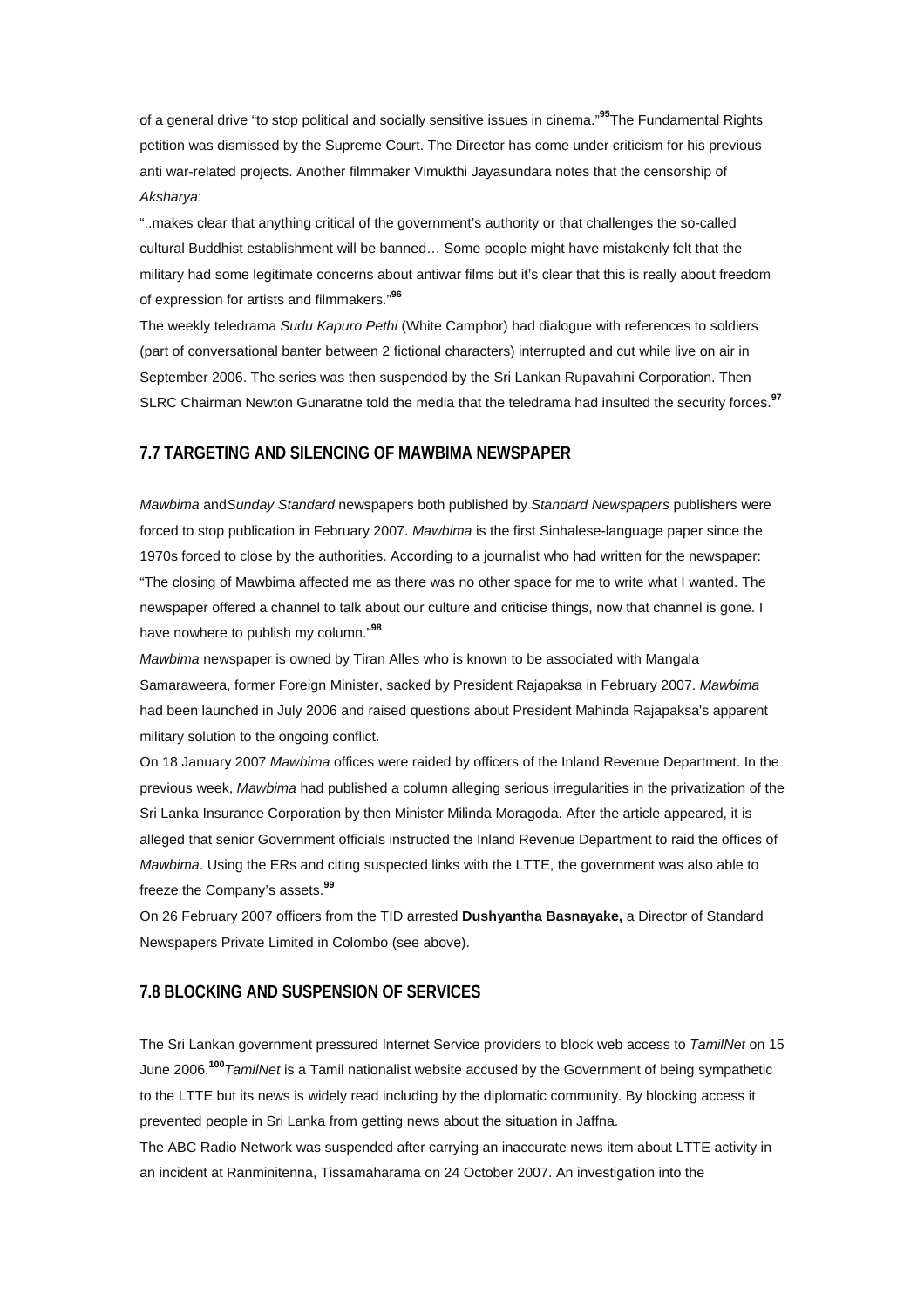of a general drive "to stop political and socially sensitive issues in cinema."[95] The Fundamental Rights petition was dismissed by the Supreme Court. The Director has come under criticism for his previous anti war-related projects. Another filmmaker Vimukthi Jayasundara notes that the censorship of *Aksharya*:

"..makes clear that anything critical of the government's authority or that challenges the so-called cultural Buddhist establishment will be banned… Some people might have mistakenly felt that the military had some legitimate concerns about antiwar films but it's clear that this is really about freedom of expression for artists and filmmakers."[96]

The weekly teledrama *Sudu Kapuro Pethi* (White Camphor) had dialogue with references to soldiers (part of conversational banter between 2 fictional characters) interrupted and cut while live on air in September 2006. The series was then suspended by the Sri Lankan Rupavahini Corporation. Then SLRC Chairman Newton Gunaratne told the media that the teledrama had insulted the security forces.[97]

## 7.7 TARGETING AND SILENCING OF MAWBIMA NEWSPAPER

*Mawbima* and *Sunday Standard* newspapers both published by *Standard Newspapers* publishers were forced to stop publication in February 2007. *Mawbima* is the first Sinhalese-language paper since the 1970s forced to close by the authorities. According to a journalist who had written for the newspaper: "The closing of Mawbima affected me as there was no other space for me to write what I wanted. The newspaper offered a channel to talk about our culture and criticise things, now that channel is gone. I have nowhere to publish my column."[98]

*Mawbima* newspaper is owned by Tiran Alles who is known to be associated with Mangala Samaraweera, former Foreign Minister, sacked by President Rajapaksa in February 2007. *Mawbima* had been launched in July 2006 and raised questions about President Mahinda Rajapaksa's apparent military solution to the ongoing conflict.

On 18 January 2007 *Mawbima* offices were raided by officers of the Inland Revenue Department. In the previous week, *Mawbima* had published a column alleging serious irregularities in the privatization of the Sri Lanka Insurance Corporation by then Minister Milinda Moragoda. After the article appeared, it is alleged that senior Government officials instructed the Inland Revenue Department to raid the offices of *Mawbima*. Using the ERs and citing suspected links with the LTTE, the government was also able to freeze the Company's assets.[99]

On 26 February 2007 officers from the TID arrested **Dushyantha Basnayake,** a Director of Standard Newspapers Private Limited in Colombo (see above).

## 7.8 BLOCKING AND SUSPENSION OF SERVICES

The Sri Lankan government pressured Internet Service providers to block web access to *TamilNet* on 15 June 2006.[100] *TamilNet* is a Tamil nationalist website accused by the Government of being sympathetic to the LTTE but its news is widely read including by the diplomatic community. By blocking access it prevented people in Sri Lanka from getting news about the situation in Jaffna.

The ABC Radio Network was suspended after carrying an inaccurate news item about LTTE activity in an incident at Ranminitenna, Tissamaharama on 24 October 2007. An investigation into the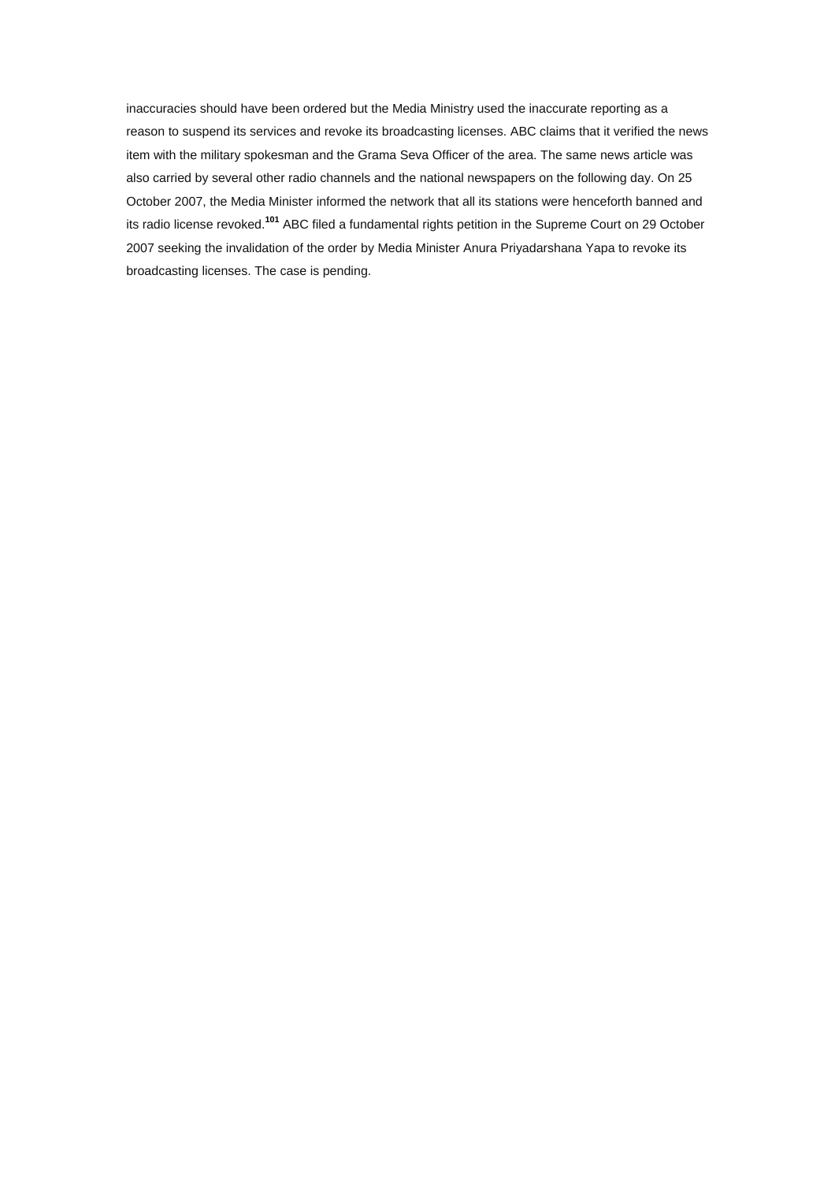inaccuracies should have been ordered but the Media Ministry used the inaccurate reporting as a reason to suspend its services and revoke its broadcasting licenses. ABC claims that it verified the news item with the military spokesman and the Grama Seva Officer of the area. The same news article was also carried by several other radio channels and the national newspapers on the following day. On 25 October 2007, the Media Minister informed the network that all its stations were henceforth banned and its radio license revoked.[101] ABC filed a fundamental rights petition in the Supreme Court on 29 October 2007 seeking the invalidation of the order by Media Minister Anura Priyadarshana Yapa to revoke its broadcasting licenses. The case is pending.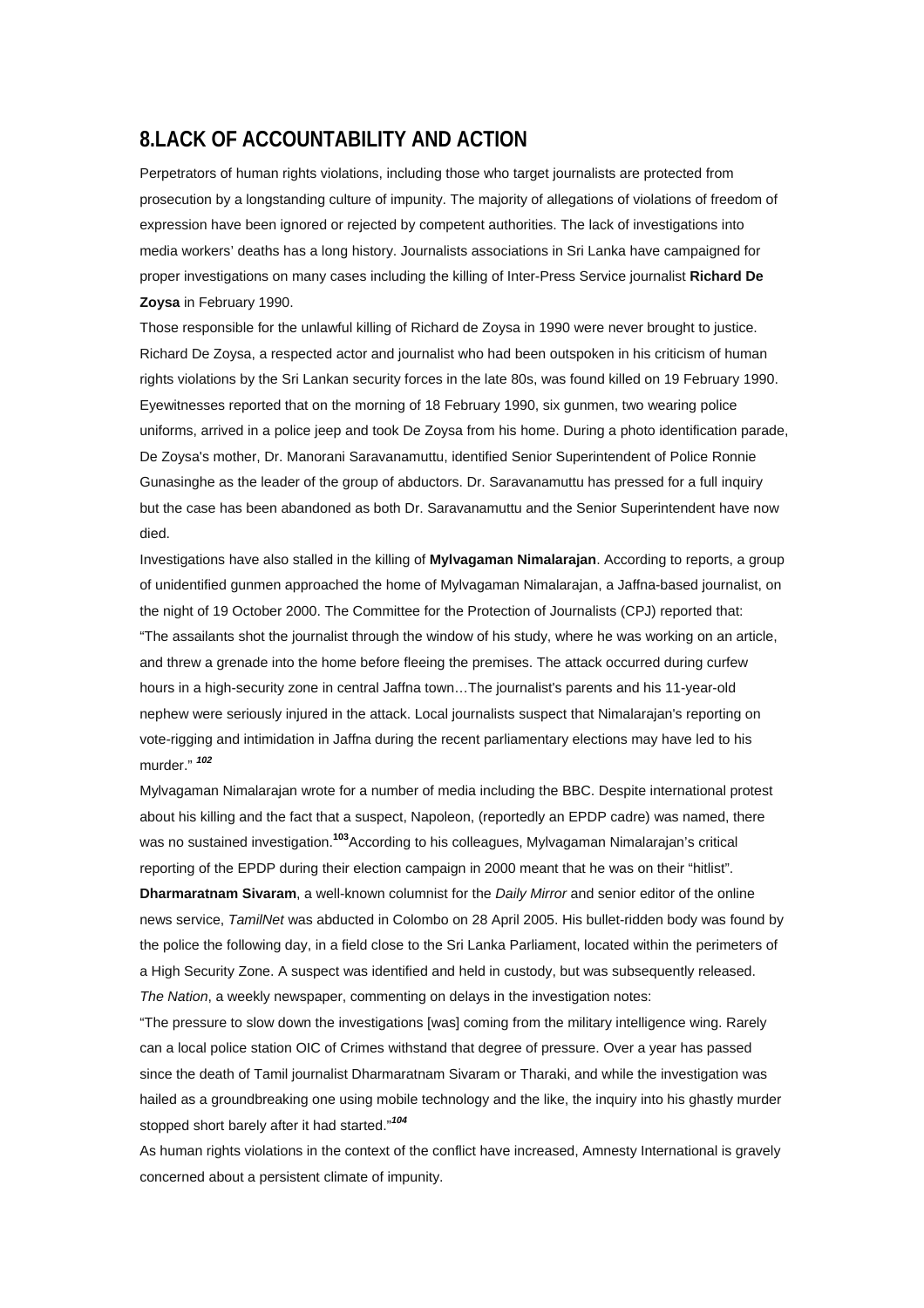## 8.LACK OF ACCOUNTABILITY AND ACTION

Perpetrators of human rights violations, including those who target journalists are protected from prosecution by a longstanding culture of impunity. The majority of allegations of violations of freedom of expression have been ignored or rejected by competent authorities. The lack of investigations into media workers' deaths has a long history. Journalists associations in Sri Lanka have campaigned for proper investigations on many cases including the killing of Inter-Press Service journalist **Richard De Zoysa** in February 1990.

Those responsible for the unlawful killing of Richard de Zoysa in 1990 were never brought to justice. Richard De Zoysa, a respected actor and journalist who had been outspoken in his criticism of human rights violations by the Sri Lankan security forces in the late 80s, was found killed on 19 February 1990. Eyewitnesses reported that on the morning of 18 February 1990, six gunmen, two wearing police uniforms, arrived in a police jeep and took De Zoysa from his home. During a photo identification parade, De Zoysa's mother, Dr. Manorani Saravanamuttu, identified Senior Superintendent of Police Ronnie Gunasinghe as the leader of the group of abductors. Dr. Saravanamuttu has pressed for a full inquiry but the case has been abandoned as both Dr. Saravanamuttu and the Senior Superintendent have now died.

Investigations have also stalled in the killing of **Mylvagaman Nimalarajan**. According to reports, a group of unidentified gunmen approached the home of Mylvagaman Nimalarajan, a Jaffna-based journalist, on the night of 19 October 2000. The Committee for the Protection of Journalists (CPJ) reported that:

"The assailants shot the journalist through the window of his study, where he was working on an article, and threw a grenade into the home before fleeing the premises. The attack occurred during curfew hours in a high-security zone in central Jaffna town…The journalist's parents and his 11-year-old nephew were seriously injured in the attack. Local journalists suspect that Nimalarajan's reporting on vote-rigging and intimidation in Jaffna during the recent parliamentary elections may have led to his murder." [102]

Mylvagaman Nimalarajan wrote for a number of media including the BBC. Despite international protest about his killing and the fact that a suspect, Napoleon, (reportedly an EPDP cadre) was named, there was no sustained investigation.[103] According to his colleagues, Mylvagaman Nimalarajan's critical reporting of the EPDP during their election campaign in 2000 meant that he was on their "hitlist".

**Dharmaratnam Sivaram**, a well-known columnist for the *Daily Mirror* and senior editor of the online news service, *TamilNet* was abducted in Colombo on 28 April 2005. His bullet-ridden body was found by the police the following day, in a field close to the Sri Lanka Parliament, located within the perimeters of a High Security Zone. A suspect was identified and held in custody, but was subsequently released. *The Nation*, a weekly newspaper, commenting on delays in the investigation notes:

"The pressure to slow down the investigations [was] coming from the military intelligence wing. Rarely can a local police station OIC of Crimes withstand that degree of pressure. Over a year has passed since the death of Tamil journalist Dharmaratnam Sivaram or Tharaki, and while the investigation was hailed as a groundbreaking one using mobile technology and the like, the inquiry into his ghastly murder stopped short barely after it had started."[104]

As human rights violations in the context of the conflict have increased, Amnesty International is gravely concerned about a persistent climate of impunity.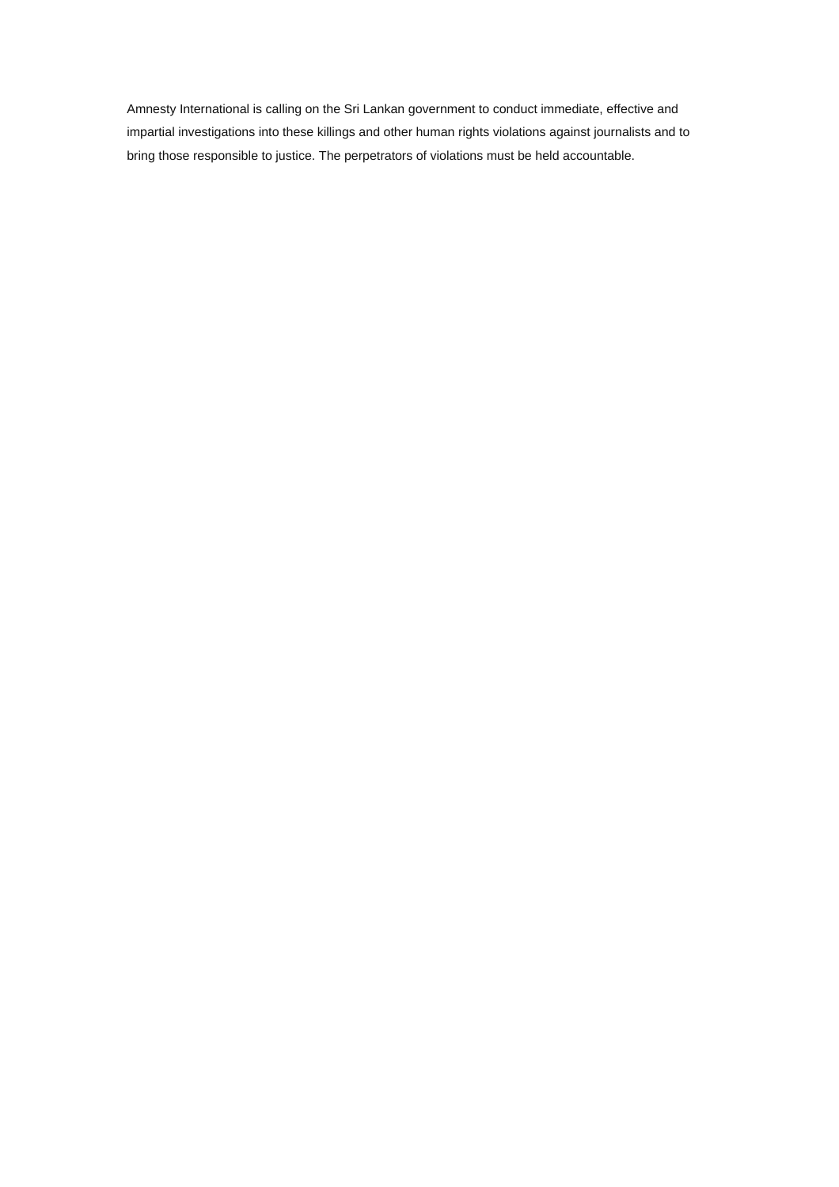Amnesty International is calling on the Sri Lankan government to conduct immediate, effective and impartial investigations into these killings and other human rights violations against journalists and to bring those responsible to justice. The perpetrators of violations must be held accountable.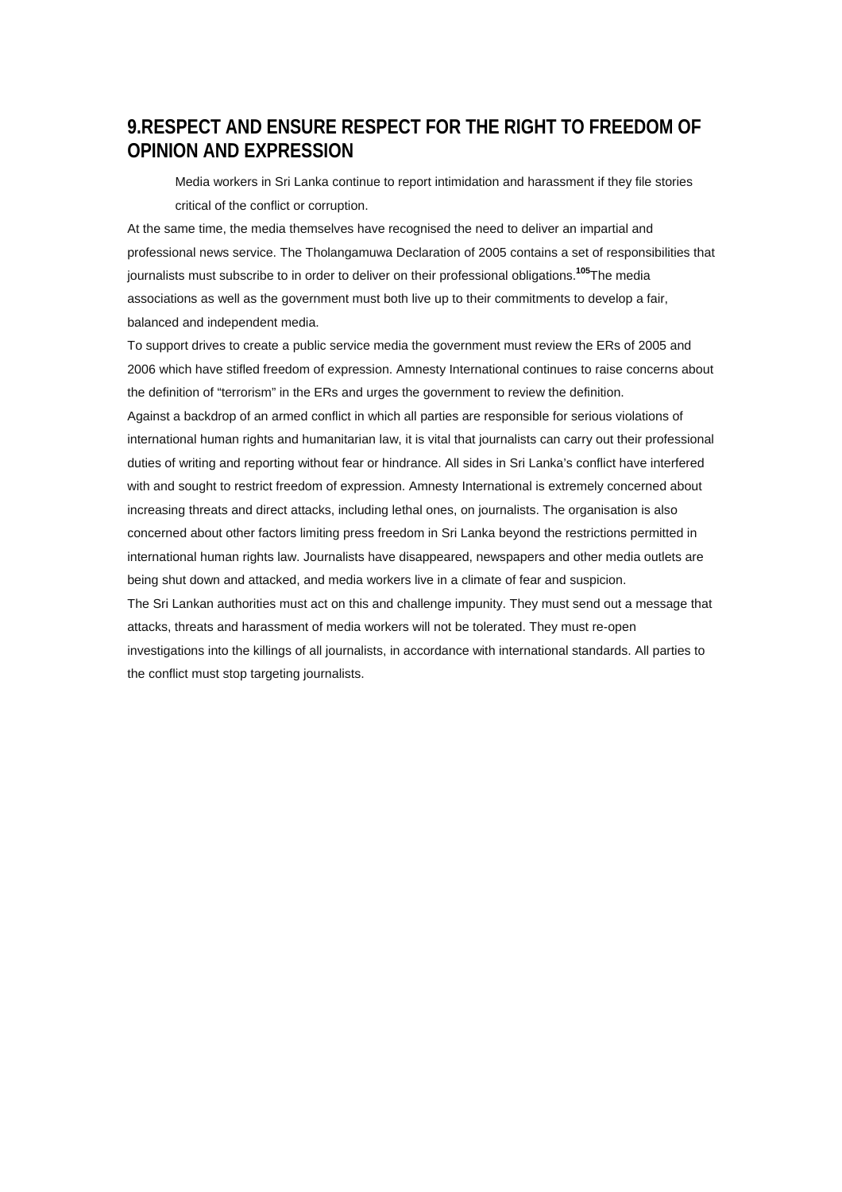## 9.RESPECT AND ENSURE RESPECT FOR THE RIGHT TO FREEDOM OF OPINION AND EXPRESSION

Media workers in Sri Lanka continue to report intimidation and harassment if they file stories critical of the conflict or corruption.

At the same time, the media themselves have recognised the need to deliver an impartial and professional news service. The Tholangamuwa Declaration of 2005 contains a set of responsibilities that journalists must subscribe to in order to deliver on their professional obligations.[105]The media associations as well as the government must both live up to their commitments to develop a fair, balanced and independent media.

To support drives to create a public service media the government must review the ERs of 2005 and 2006 which have stifled freedom of expression. Amnesty International continues to raise concerns about the definition of "terrorism" in the ERs and urges the government to review the definition.

Against a backdrop of an armed conflict in which all parties are responsible for serious violations of international human rights and humanitarian law, it is vital that journalists can carry out their professional duties of writing and reporting without fear or hindrance. All sides in Sri Lanka's conflict have interfered with and sought to restrict freedom of expression. Amnesty International is extremely concerned about increasing threats and direct attacks, including lethal ones, on journalists. The organisation is also concerned about other factors limiting press freedom in Sri Lanka beyond the restrictions permitted in international human rights law. Journalists have disappeared, newspapers and other media outlets are being shut down and attacked, and media workers live in a climate of fear and suspicion.

The Sri Lankan authorities must act on this and challenge impunity. They must send out a message that attacks, threats and harassment of media workers will not be tolerated. They must re-open investigations into the killings of all journalists, in accordance with international standards. All parties to the conflict must stop targeting journalists.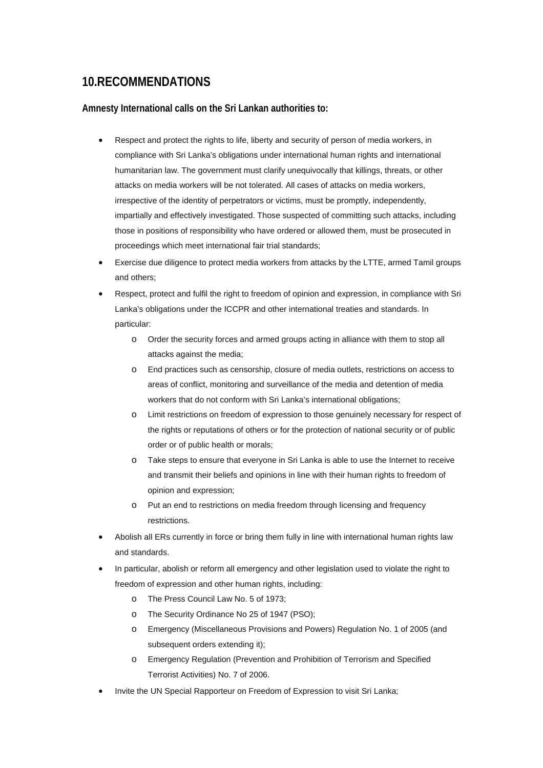## 10.RECOMMENDATIONS

**Amnesty International calls on the Sri Lankan authorities to:**

- Respect and protect the rights to life, liberty and security of person of media workers, in compliance with Sri Lanka's obligations under international human rights and international humanitarian law. The government must clarify unequivocally that killings, threats, or other attacks on media workers will be not tolerated. All cases of attacks on media workers, irrespective of the identity of perpetrators or victims, must be promptly, independently, impartially and effectively investigated. Those suspected of committing such attacks, including those in positions of responsibility who have ordered or allowed them, must be prosecuted in proceedings which meet international fair trial standards;
- Exercise due diligence to protect media workers from attacks by the LTTE, armed Tamil groups and others;
- Respect, protect and fulfil the right to freedom of opinion and expression, in compliance with Sri Lanka's obligations under the ICCPR and other international treaties and standards. In particular:
  - Order the security forces and armed groups acting in alliance with them to stop all attacks against the media;
  - End practices such as censorship, closure of media outlets, restrictions on access to areas of conflict, monitoring and surveillance of the media and detention of media workers that do not conform with Sri Lanka's international obligations;
  - Limit restrictions on freedom of expression to those genuinely necessary for respect of the rights or reputations of others or for the protection of national security or of public order or of public health or morals;
  - Take steps to ensure that everyone in Sri Lanka is able to use the Internet to receive and transmit their beliefs and opinions in line with their human rights to freedom of opinion and expression;
  - Put an end to restrictions on media freedom through licensing and frequency restrictions.
- Abolish all ERs currently in force or bring them fully in line with international human rights law and standards.
- In particular, abolish or reform all emergency and other legislation used to violate the right to freedom of expression and other human rights, including:
  - The Press Council Law No. 5 of 1973;
  - The Security Ordinance No 25 of 1947 (PSO);
  - Emergency (Miscellaneous Provisions and Powers) Regulation No. 1 of 2005 (and subsequent orders extending it);
  - Emergency Regulation (Prevention and Prohibition of Terrorism and Specified Terrorist Activities) No. 7 of 2006.
- Invite the UN Special Rapporteur on Freedom of Expression to visit Sri Lanka;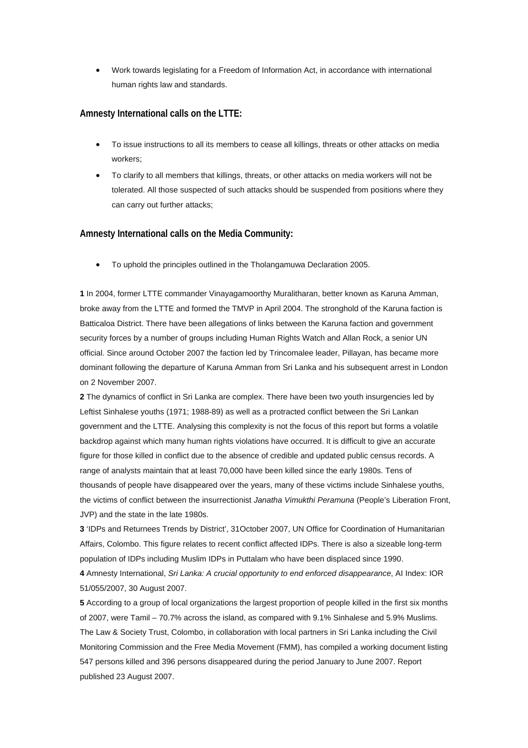- Work towards legislating for a Freedom of Information Act, in accordance with international human rights law and standards.

### Amnesty International calls on the LTTE:

- To issue instructions to all its members to cease all killings, threats or other attacks on media workers;
- To clarify to all members that killings, threats, or other attacks on media workers will not be tolerated. All those suspected of such attacks should be suspended from positions where they can carry out further attacks;

### Amnesty International calls on the Media Community:

- To uphold the principles outlined in the Tholangamuwa Declaration 2005.

**1** In 2004, former LTTE commander Vinayagamoorthy Muralitharan, better known as Karuna Amman, broke away from the LTTE and formed the TMVP in April 2004. The stronghold of the Karuna faction is Batticaloa District. There have been allegations of links between the Karuna faction and government security forces by a number of groups including Human Rights Watch and Allan Rock, a senior UN official. Since around October 2007 the faction led by Trincomalee leader, Pillayan, has became more dominant following the departure of Karuna Amman from Sri Lanka and his subsequent arrest in London on 2 November 2007.

**2** The dynamics of conflict in Sri Lanka are complex. There have been two youth insurgencies led by Leftist Sinhalese youths (1971; 1988-89) as well as a protracted conflict between the Sri Lankan government and the LTTE. Analysing this complexity is not the focus of this report but forms a volatile backdrop against which many human rights violations have occurred. It is difficult to give an accurate figure for those killed in conflict due to the absence of credible and updated public census records. A range of analysts maintain that at least 70,000 have been killed since the early 1980s. Tens of thousands of people have disappeared over the years, many of these victims include Sinhalese youths, the victims of conflict between the insurrectionist *Janatha Vimukthi Peramuna* (People's Liberation Front, JVP) and the state in the late 1980s.

**3** 'IDPs and Returnees Trends by District', 31October 2007, UN Office for Coordination of Humanitarian Affairs, Colombo. This figure relates to recent conflict affected IDPs. There is also a sizeable long-term population of IDPs including Muslim IDPs in Puttalam who have been displaced since 1990.

**4** Amnesty International, *Sri Lanka: A crucial opportunity to end enforced disappearance*, AI Index: IOR 51/055/2007, 30 August 2007.

**5** According to a group of local organizations the largest proportion of people killed in the first six months of 2007, were Tamil – 70.7% across the island, as compared with 9.1% Sinhalese and 5.9% Muslims. The Law & Society Trust, Colombo, in collaboration with local partners in Sri Lanka including the Civil Monitoring Commission and the Free Media Movement (FMM), has compiled a working document listing 547 persons killed and 396 persons disappeared during the period January to June 2007. Report published 23 August 2007.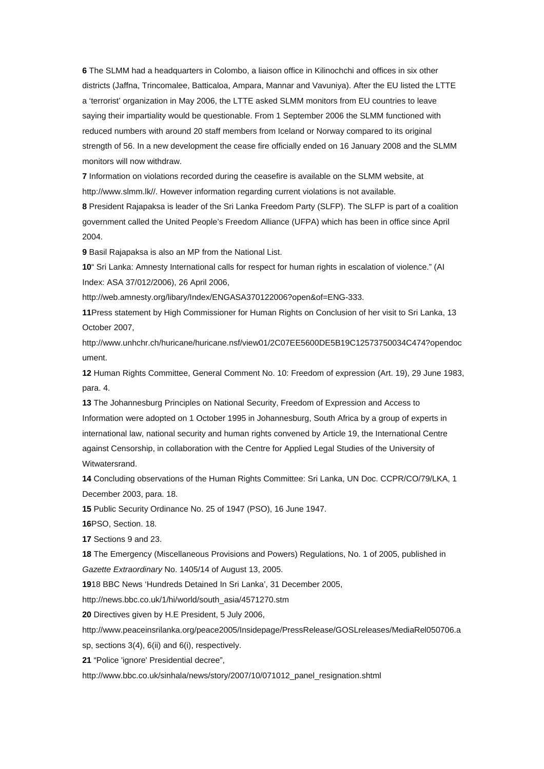**6** The SLMM had a headquarters in Colombo, a liaison office in Kilinochchi and offices in six other districts (Jaffna, Trincomalee, Batticaloa, Ampara, Mannar and Vavuniya). After the EU listed the LTTE a 'terrorist' organization in May 2006, the LTTE asked SLMM monitors from EU countries to leave saying their impartiality would be questionable. From 1 September 2006 the SLMM functioned with reduced numbers with around 20 staff members from Iceland or Norway compared to its original strength of 56. In a new development the cease fire officially ended on 16 January 2008 and the SLMM monitors will now withdraw.

**7** Information on violations recorded during the ceasefire is available on the SLMM website, at http://www.slmm.lk//. However information regarding current violations is not available.

**8** President Rajapaksa is leader of the Sri Lanka Freedom Party (SLFP). The SLFP is part of a coalition government called the United People's Freedom Alliance (UFPA) which has been in office since April 2004.

**9** Basil Rajapaksa is also an MP from the National List.

**10**" Sri Lanka: Amnesty International calls for respect for human rights in escalation of violence." (AI Index: ASA 37/012/2006), 26 April 2006, http://web.amnesty.org/libary/Index/ENGASA370122006?open&of=ENG-333.

**11**Press statement by High Commissioner for Human Rights on Conclusion of her visit to Sri Lanka, 13 October 2007, http://www.unhchr.ch/huricane/huricane.nsf/view01/2C07EE5600DE5B19C12573750034C474?opendocument.

**12** Human Rights Committee, General Comment No. 10: Freedom of expression (Art. 19), 29 June 1983, para. 4.

**13** The Johannesburg Principles on National Security, Freedom of Expression and Access to Information were adopted on 1 October 1995 in Johannesburg, South Africa by a group of experts in international law, national security and human rights convened by Article 19, the International Centre against Censorship, in collaboration with the Centre for Applied Legal Studies of the University of Witwatersrand.

**14** Concluding observations of the Human Rights Committee: Sri Lanka, UN Doc. CCPR/CO/79/LKA, 1 December 2003, para. 18.

**15** Public Security Ordinance No. 25 of 1947 (PSO), 16 June 1947.

**16**PSO, Section. 18.

**17** Sections 9 and 23.

**18** The Emergency (Miscellaneous Provisions and Powers) Regulations, No. 1 of 2005, published in *Gazette Extraordinary* No. 1405/14 of August 13, 2005.

**19**18 BBC News 'Hundreds Detained In Sri Lanka', 31 December 2005, http://news.bbc.co.uk/1/hi/world/south_asia/4571270.stm

**20** Directives given by H.E President, 5 July 2006, http://www.peaceinsrilanka.org/peace2005/Insidepage/PressRelease/GOSLreleases/MediaRel050706.asp, sections 3(4), 6(ii) and 6(i), respectively.

**21** "Police 'ignore' Presidential decree", http://www.bbc.co.uk/sinhala/news/story/2007/10/071012_panel_resignation.shtml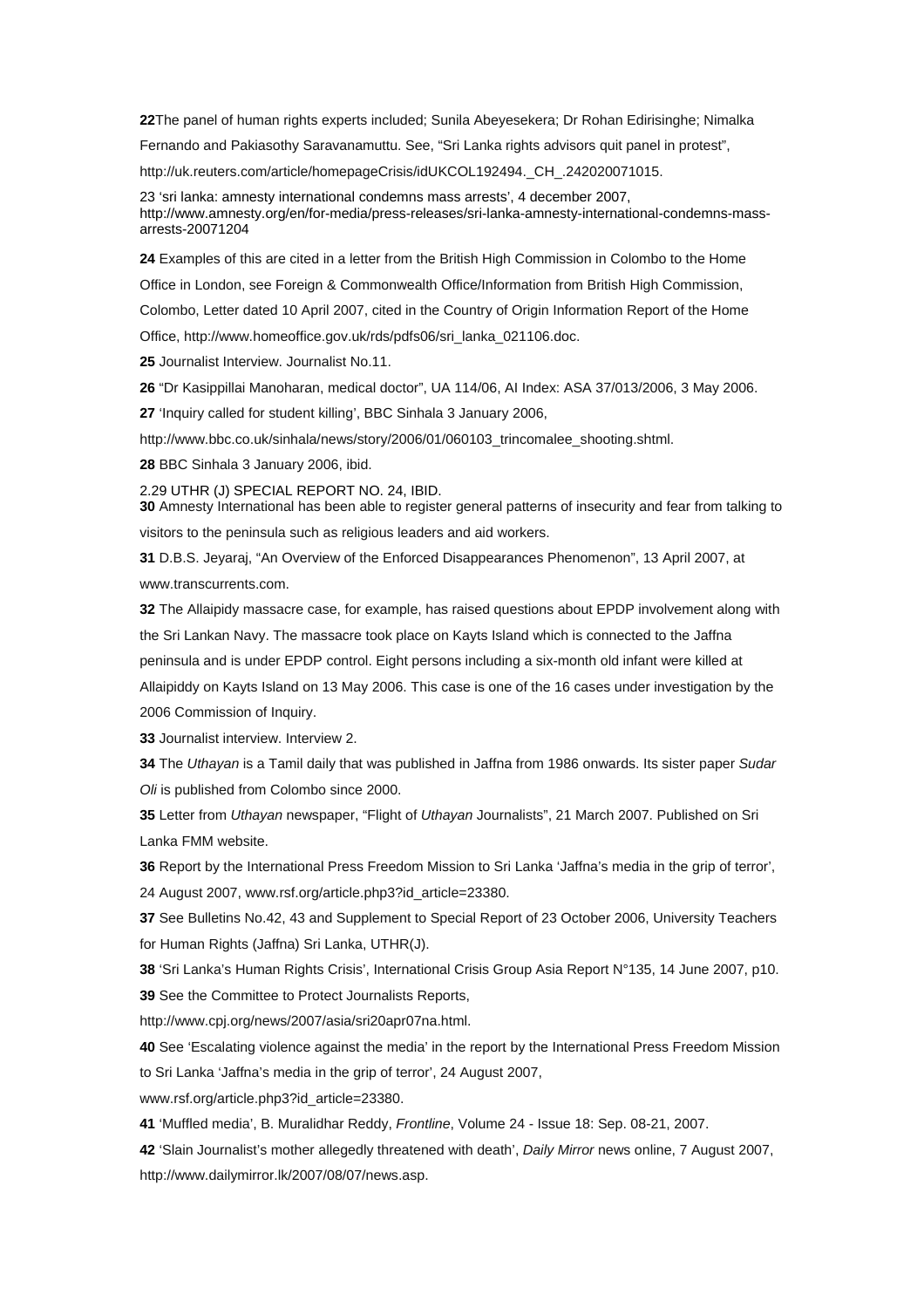**22** The panel of human rights experts included; Sunila Abeyesekera; Dr Rohan Edirisinghe; Nimalka Fernando and Pakiasothy Saravanamuttu. See, “Sri Lanka rights advisors quit panel in protest”, http://uk.reuters.com/article/homepageCrisis/idUKCOL192494._CH_.242020071015.

23 ‘sri lanka: amnesty international condemns mass arrests’, 4 december 2007, http://www.amnesty.org/en/for-media/press-releases/sri-lanka-amnesty-international-condemns-mass-arrests-20071204

**24** Examples of this are cited in a letter from the British High Commission in Colombo to the Home Office in London, see Foreign & Commonwealth Office/Information from British High Commission, Colombo, Letter dated 10 April 2007, cited in the Country of Origin Information Report of the Home Office, http://www.homeoffice.gov.uk/rds/pdfs06/sri_lanka_021106.doc.

**25** Journalist Interview. Journalist No.11.

**26** “Dr Kasippillai Manoharan, medical doctor”, UA 114/06, AI Index: ASA 37/013/2006, 3 May 2006.

**27** ‘Inquiry called for student killing’, BBC Sinhala 3 January 2006, http://www.bbc.co.uk/sinhala/news/story/2006/01/060103_trincomalee_shooting.shtml.

**28** BBC Sinhala 3 January 2006, ibid.

2.29 UTHR (J) SPECIAL REPORT NO. 24, IBID.

**30** Amnesty International has been able to register general patterns of insecurity and fear from talking to visitors to the peninsula such as religious leaders and aid workers.

**31** D.B.S. Jeyaraj, “An Overview of the Enforced Disappearances Phenomenon”, 13 April 2007, at www.transcurrents.com.

**32** The Allaipidy massacre case, for example, has raised questions about EPDP involvement along with the Sri Lankan Navy. The massacre took place on Kayts Island which is connected to the Jaffna peninsula and is under EPDP control. Eight persons including a six-month old infant were killed at Allaipiddy on Kayts Island on 13 May 2006. This case is one of the 16 cases under investigation by the 2006 Commission of Inquiry.

**33** Journalist interview. Interview 2.

**34** The *Uthayan* is a Tamil daily that was published in Jaffna from 1986 onwards. Its sister paper *Sudar Oli* is published from Colombo since 2000.

**35** Letter from *Uthayan* newspaper, “Flight of *Uthayan* Journalists”, 21 March 2007. Published on Sri Lanka FMM website.

**36** Report by the International Press Freedom Mission to Sri Lanka ‘Jaffna’s media in the grip of terror’, 24 August 2007, www.rsf.org/article.php3?id_article=23380.

**37** See Bulletins No.42, 43 and Supplement to Special Report of 23 October 2006, University Teachers for Human Rights (Jaffna) Sri Lanka, UTHR(J).

**38** ‘Sri Lanka’s Human Rights Crisis’, International Crisis Group Asia Report N°135, 14 June 2007, p10.

**39** See the Committee to Protect Journalists Reports, http://www.cpj.org/news/2007/asia/sri20apr07na.html.

**40** See ‘Escalating violence against the media’ in the report by the International Press Freedom Mission to Sri Lanka ‘Jaffna’s media in the grip of terror’, 24 August 2007, www.rsf.org/article.php3?id_article=23380.

**41** ‘Muffled media’, B. Muralidhar Reddy, *Frontline*, Volume 24 - Issue 18: Sep. 08-21, 2007.

**42** ‘Slain Journalist’s mother allegedly threatened with death’, *Daily Mirror* news online, 7 August 2007, http://www.dailymirror.lk/2007/08/07/news.asp.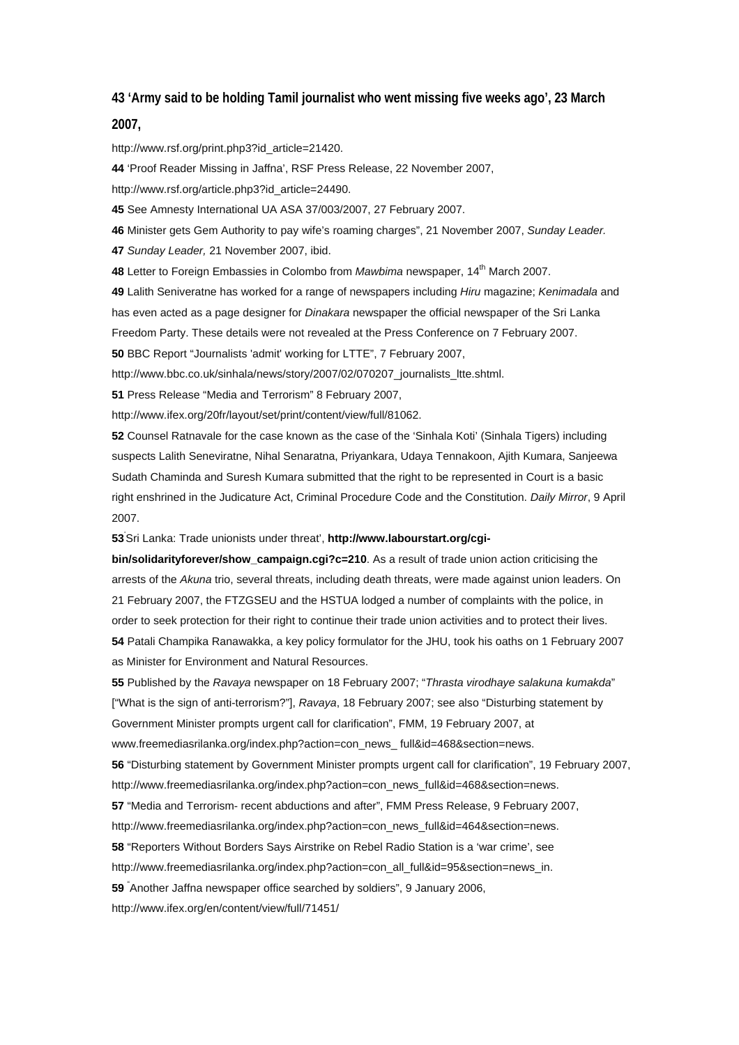**43 'Army said to be holding Tamil journalist who went missing five weeks ago', 23 March 2007,**

http://www.rsf.org/print.php3?id_article=21420.

**44** 'Proof Reader Missing in Jaffna', RSF Press Release, 22 November 2007, http://www.rsf.org/article.php3?id_article=24490.

**45** See Amnesty International UA ASA 37/003/2007, 27 February 2007.

**46** Minister gets Gem Authority to pay wife's roaming charges", 21 November 2007, *Sunday Leader.*

**47** *Sunday Leader,* 21 November 2007, ibid.

**48** Letter to Foreign Embassies in Colombo from *Mawbima* newspaper, 14th March 2007.

**49** Lalith Seniveratne has worked for a range of newspapers including *Hiru* magazine; *Kenimadala* and has even acted as a page designer for *Dinakara* newspaper the official newspaper of the Sri Lanka Freedom Party. These details were not revealed at the Press Conference on 7 February 2007.

**50** BBC Report "Journalists 'admit' working for LTTE", 7 February 2007, http://www.bbc.co.uk/sinhala/news/story/2007/02/070207_journalists_ltte.shtml.

**51** Press Release "Media and Terrorism" 8 February 2007, http://www.ifex.org/20fr/layout/set/print/content/view/full/81062.

**52** Counsel Ratnavale for the case known as the case of the 'Sinhala Koti' (Sinhala Tigers) including suspects Lalith Seneviratne, Nihal Senaratna, Priyankara, Udaya Tennakoon, Ajith Kumara, Sanjeewa Sudath Chaminda and Suresh Kumara submitted that the right to be represented in Court is a basic right enshrined in the Judicature Act, Criminal Procedure Code and the Constitution. *Daily Mirror*, 9 April 2007.

**53** 'Sri Lanka: Trade unionists under threat', **http://www.labourstart.org/cgi-bin/solidarityforever/show_campaign.cgi?c=210**. As a result of trade union action criticising the arrests of the *Akuna* trio, several threats, including death threats, were made against union leaders. On 21 February 2007, the FTZGSEU and the HSTUA lodged a number of complaints with the police, in order to seek protection for their right to continue their trade union activities and to protect their lives.

**54** Patali Champika Ranawakka, a key policy formulator for the JHU, took his oaths on 1 February 2007 as Minister for Environment and Natural Resources.

**55** Published by the *Ravaya* newspaper on 18 February 2007; "*Thrasta virodhaye salakuna kumakda*" ["What is the sign of anti-terrorism?"], *Ravaya*, 18 February 2007; see also "Disturbing statement by Government Minister prompts urgent call for clarification", FMM, 19 February 2007, at www.freemediasrilanka.org/index.php?action=con_news_ full&id=468&section=news.

**56** "Disturbing statement by Government Minister prompts urgent call for clarification", 19 February 2007, http://www.freemediasrilanka.org/index.php?action=con_news_full&id=468&section=news.

**57** "Media and Terrorism- recent abductions and after", FMM Press Release, 9 February 2007, http://www.freemediasrilanka.org/index.php?action=con_news_full&id=464&section=news.

**58** "Reporters Without Borders Says Airstrike on Rebel Radio Station is a 'war crime', see http://www.freemediasrilanka.org/index.php?action=con_all_full&id=95&section=news_in.

**59** "Another Jaffna newspaper office searched by soldiers", 9 January 2006, http://www.ifex.org/en/content/view/full/71451/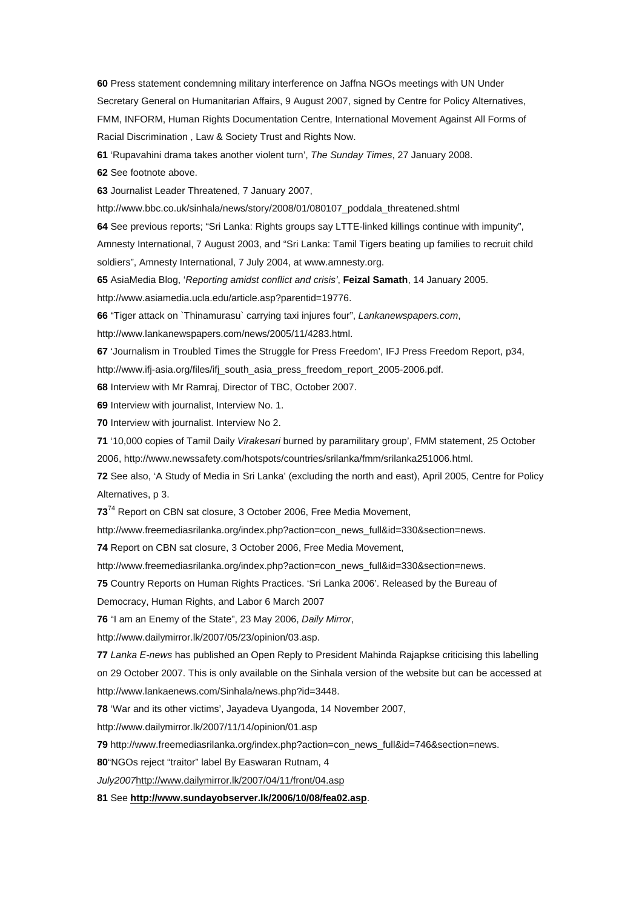**60** Press statement condemning military interference on Jaffna NGOs meetings with UN Under Secretary General on Humanitarian Affairs, 9 August 2007, signed by Centre for Policy Alternatives, FMM, INFORM, Human Rights Documentation Centre, International Movement Against All Forms of Racial Discrimination , Law & Society Trust and Rights Now.

**61** 'Rupavahini drama takes another violent turn', *The Sunday Times*, 27 January 2008.

**62** See footnote above.

**63** Journalist Leader Threatened, 7 January 2007, http://www.bbc.co.uk/sinhala/news/story/2008/01/080107_poddala_threatened.shtml

**64** See previous reports; "Sri Lanka: Rights groups say LTTE-linked killings continue with impunity", Amnesty International, 7 August 2003, and "Sri Lanka: Tamil Tigers beating up families to recruit child soldiers", Amnesty International, 7 July 2004, at www.amnesty.org.

**65** AsiaMedia Blog, '*Reporting amidst conflict and crisis'*, **Feizal Samath**, 14 January 2005. http://www.asiamedia.ucla.edu/article.asp?parentid=19776.

**66** "Tiger attack on `Thinamurasu` carrying taxi injures four", *Lankanewspapers.com*, http://www.lankanewspapers.com/news/2005/11/4283.html.

**67** 'Journalism in Troubled Times the Struggle for Press Freedom', IFJ Press Freedom Report, p34, http://www.ifj-asia.org/files/ifj_south_asia_press_freedom_report_2005-2006.pdf.

**68** Interview with Mr Ramraj, Director of TBC, October 2007.

**69** Interview with journalist, Interview No. 1.

**70** Interview with journalist. Interview No 2.

**71** '10,000 copies of Tamil Daily *Virakesari* burned by paramilitary group', FMM statement, 25 October 2006, http://www.newssafety.com/hotspots/countries/srilanka/fmm/srilanka251006.html.

**72** See also, 'A Study of Media in Sri Lanka' (excluding the north and east), April 2005, Centre for Policy Alternatives, p 3.

**73**[74] Report on CBN sat closure, 3 October 2006, Free Media Movement, http://www.freemediasrilanka.org/index.php?action=con_news_full&id=330&section=news.

**74** Report on CBN sat closure, 3 October 2006, Free Media Movement, http://www.freemediasrilanka.org/index.php?action=con_news_full&id=330&section=news.

**75** Country Reports on Human Rights Practices. 'Sri Lanka 2006'. Released by the Bureau of Democracy, Human Rights, and Labor 6 March 2007

**76** "I am an Enemy of the State", 23 May 2006, *Daily Mirror*, http://www.dailymirror.lk/2007/05/23/opinion/03.asp.

**77** *Lanka E-news* has published an Open Reply to President Mahinda Rajapkse criticising this labelling on 29 October 2007. This is only available on the Sinhala version of the website but can be accessed at http://www.lankaenews.com/Sinhala/news.php?id=3448.

**78** 'War and its other victims', Jayadeva Uyangoda, 14 November 2007, http://www.dailymirror.lk/2007/11/14/opinion/01.asp

**79** http://www.freemediasrilanka.org/index.php?action=con_news_full&id=746&section=news.

**80**"NGOs reject "traitor" label By Easwaran Rutnam, 4 *July2007*http://www.dailymirror.lk/2007/04/11/front/04.asp

**81** See **http://www.sundayobserver.lk/2006/10/08/fea02.asp**.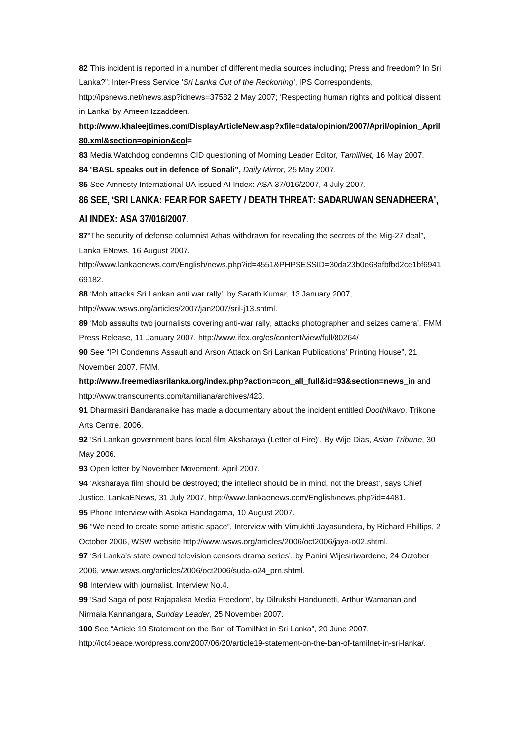**82** This incident is reported in a number of different media sources including; Press and freedom? In Sri Lanka?": Inter-Press Service '*Sri Lanka Out of the Reckoning'*, IPS Correspondents, http://ipsnews.net/news.asp?idnews=37582 2 May 2007; 'Respecting human rights and political dissent in Lanka' by Ameen Izzaddeen.

**http://www.khaleejtimes.com/DisplayArticleNew.asp?xfile=data/opinion/2007/April/opinion_April80.xml&section=opinion&col**=

**83** Media Watchdog condemns CID questioning of Morning Leader Editor, *TamilNet,* 16 May 2007.

**84** "**BASL speaks out in defence of Sonali",** *Daily Mirror*, 25 May 2007.

**85** See Amnesty International UA issued AI Index: ASA 37/016/2007, 4 July 2007.

**86 SEE, 'SRI LANKA: FEAR FOR SAFETY / DEATH THREAT: SADARUWAN SENADHEERA', AI INDEX: ASA 37/016/2007.**

**87**"The security of defense columnist Athas withdrawn for revealing the secrets of the Mig-27 deal", Lanka ENews, 16 August 2007.
http://www.lankaenews.com/English/news.php?id=4551&PHPSESSID=30da23b0e68afbfbd2ce1bf694169182.

**88** 'Mob attacks Sri Lankan anti war rally', by Sarath Kumar, 13 January 2007, http://www.wsws.org/articles/2007/jan2007/sril-j13.shtml.

**89** 'Mob assaults two journalists covering anti-war rally, attacks photographer and seizes camera', FMM Press Release, 11 January 2007, http://www.ifex.org/es/content/view/full/80264/

**90** See "IPI Condemns Assault and Arson Attack on Sri Lankan Publications' Printing House", 21 November 2007, FMM,
**http://www.freemediasrilanka.org/index.php?action=con_all_full&id=93&section=news_in** and http://www.transcurrents.com/tamiliana/archives/423.

**91** Dharmasiri Bandaranaike has made a documentary about the incident entitled *Doothikavo*. Trikone Arts Centre, 2006.

**92** 'Sri Lankan government bans local film Aksharaya (Letter of Fire)'. By Wije Dias, *Asian Tribune*, 30 May 2006.

**93** Open letter by November Movement, April 2007.

**94** 'Aksharaya film should be destroyed; the intellect should be in mind, not the breast', says Chief Justice, LankaENews, 31 July 2007, http://www.lankaenews.com/English/news.php?id=4481.

**95** Phone Interview with Asoka Handagama, 10 August 2007.

**96** "We need to create some artistic space", Interview with Vimukhti Jayasundera, by Richard Phillips, 2 October 2006, WSW website http://www.wsws.org/articles/2006/oct2006/jaya-o02.shtml.

**97** 'Sri Lanka's state owned television censors drama series', by Panini Wijesiriwardene, 24 October 2006, www.wsws.org/articles/2006/oct2006/suda-o24_prn.shtml.

**98** Interview with journalist, Interview No.4.

**99** 'Sad Saga of post Rajapaksa Media Freedom', by Dilrukshi Handunetti, Arthur Wamanan and Nirmala Kannangara, *Sunday Leader*, 25 November 2007.

**100** See "Article 19 Statement on the Ban of TamilNet in Sri Lanka", 20 June 2007, http://ict4peace.wordpress.com/2007/06/20/article19-statement-on-the-ban-of-tamilnet-in-sri-lanka/.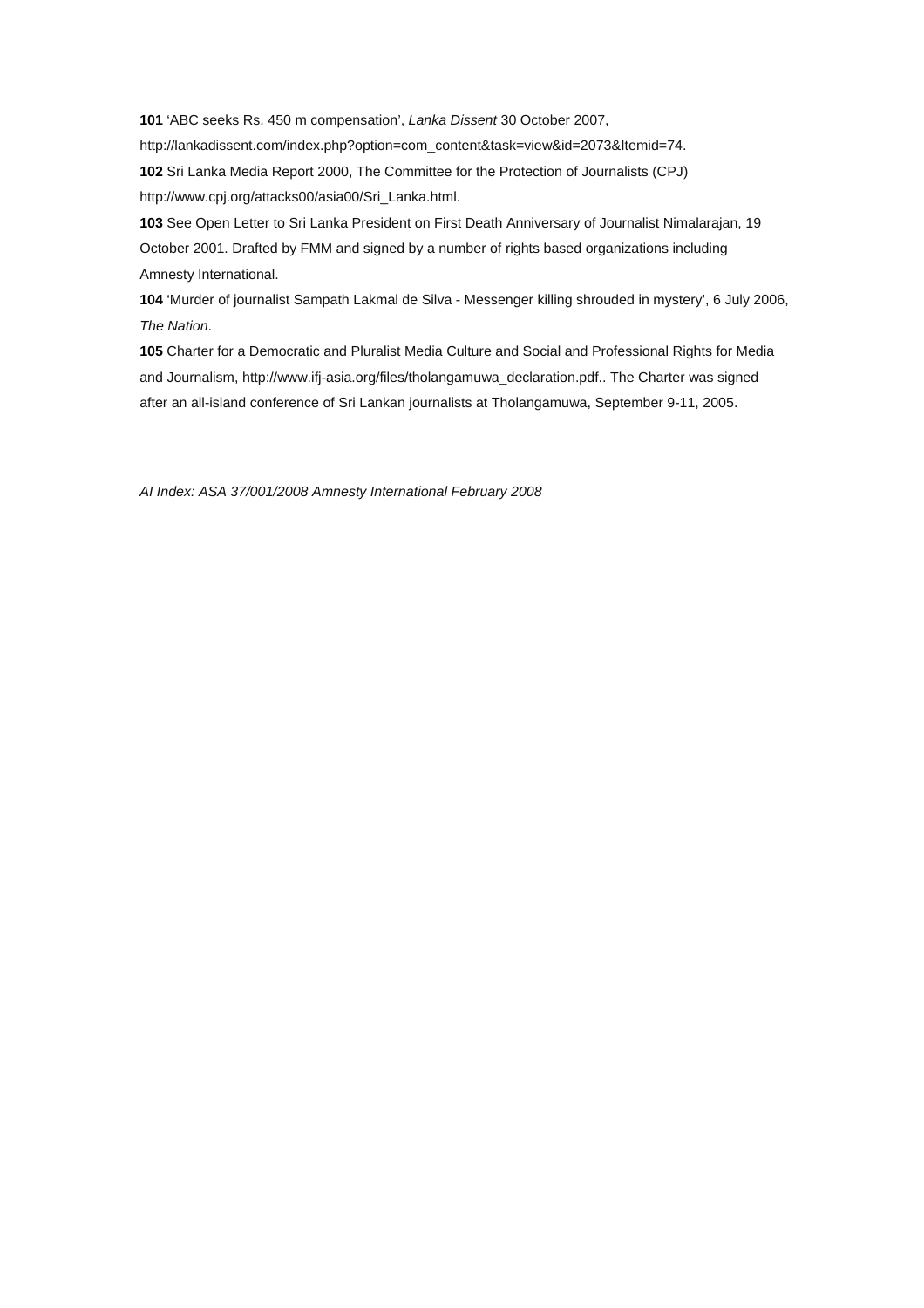**101** 'ABC seeks Rs. 450 m compensation', *Lanka Dissent* 30 October 2007, http://lankadissent.com/index.php?option=com_content&task=view&id=2073&Itemid=74.

**102** Sri Lanka Media Report 2000, The Committee for the Protection of Journalists (CPJ) http://www.cpj.org/attacks00/asia00/Sri_Lanka.html.

**103** See Open Letter to Sri Lanka President on First Death Anniversary of Journalist Nimalarajan, 19 October 2001. Drafted by FMM and signed by a number of rights based organizations including Amnesty International.

**104** 'Murder of journalist Sampath Lakmal de Silva - Messenger killing shrouded in mystery', 6 July 2006, *The Nation*.

**105** Charter for a Democratic and Pluralist Media Culture and Social and Professional Rights for Media and Journalism, http://www.ifj-asia.org/files/tholangamuwa_declaration.pdf.. The Charter was signed after an all-island conference of Sri Lankan journalists at Tholangamuwa, September 9-11, 2005.

*AI Index: ASA 37/001/2008 Amnesty International February 2008*